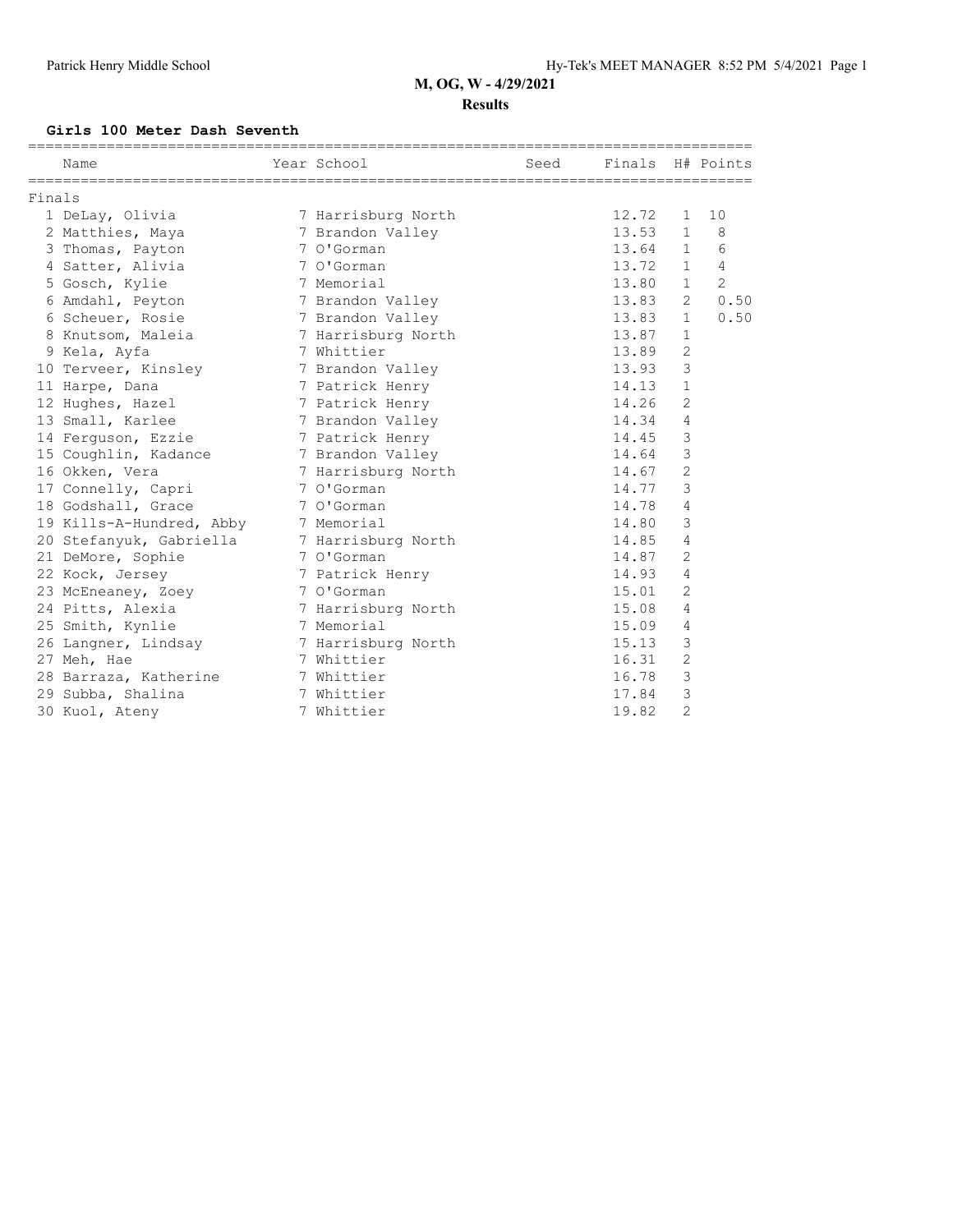# M, OG, W - 4/29/2021

## Results

### Girls 100 Meter Dash Seventh

Finals

| Place | Name | Year | School | Seed | Finals | H# | Points |
|---|---|---|---|---|---|---|---|
| 1 | DeLay, Olivia | 7 | Harrisburg North | | 12.72 | 1 | 10 |
| 2 | Matthies, Maya | 7 | Brandon Valley | | 13.53 | 1 | 8 |
| 3 | Thomas, Payton | 7 | O'Gorman | | 13.64 | 1 | 6 |
| 4 | Satter, Alivia | 7 | O'Gorman | | 13.72 | 1 | 4 |
| 5 | Gosch, Kylie | 7 | Memorial | | 13.80 | 1 | 2 |
| 6 | Amdahl, Peyton | 7 | Brandon Valley | | 13.83 | 2 | 0.50 |
| 6 | Scheuer, Rosie | 7 | Brandon Valley | | 13.83 | 1 | 0.50 |
| 8 | Knutsom, Maleia | 7 | Harrisburg North | | 13.87 | 1 | |
| 9 | Kela, Ayfa | 7 | Whittier | | 13.89 | 2 | |
| 10 | Terveer, Kinsley | 7 | Brandon Valley | | 13.93 | 3 | |
| 11 | Harpe, Dana | 7 | Patrick Henry | | 14.13 | 1 | |
| 12 | Hughes, Hazel | 7 | Patrick Henry | | 14.26 | 2 | |
| 13 | Small, Karlee | 7 | Brandon Valley | | 14.34 | 4 | |
| 14 | Ferguson, Ezzie | 7 | Patrick Henry | | 14.45 | 3 | |
| 15 | Coughlin, Kadance | 7 | Brandon Valley | | 14.64 | 3 | |
| 16 | Okken, Vera | 7 | Harrisburg North | | 14.67 | 2 | |
| 17 | Connelly, Capri | 7 | O'Gorman | | 14.77 | 3 | |
| 18 | Godshall, Grace | 7 | O'Gorman | | 14.78 | 4 | |
| 19 | Kills-A-Hundred, Abby | 7 | Memorial | | 14.80 | 3 | |
| 20 | Stefanyuk, Gabriella | 7 | Harrisburg North | | 14.85 | 4 | |
| 21 | DeMore, Sophie | 7 | O'Gorman | | 14.87 | 2 | |
| 22 | Kock, Jersey | 7 | Patrick Henry | | 14.93 | 4 | |
| 23 | McEneaney, Zoey | 7 | O'Gorman | | 15.01 | 2 | |
| 24 | Pitts, Alexia | 7 | Harrisburg North | | 15.08 | 4 | |
| 25 | Smith, Kynlie | 7 | Memorial | | 15.09 | 4 | |
| 26 | Langner, Lindsay | 7 | Harrisburg North | | 15.13 | 3 | |
| 27 | Meh, Hae | 7 | Whittier | | 16.31 | 2 | |
| 28 | Barraza, Katherine | 7 | Whittier | | 16.78 | 3 | |
| 29 | Subba, Shalina | 7 | Whittier | | 17.84 | 3 | |
| 30 | Kuol, Ateny | 7 | Whittier | | 19.82 | 2 | |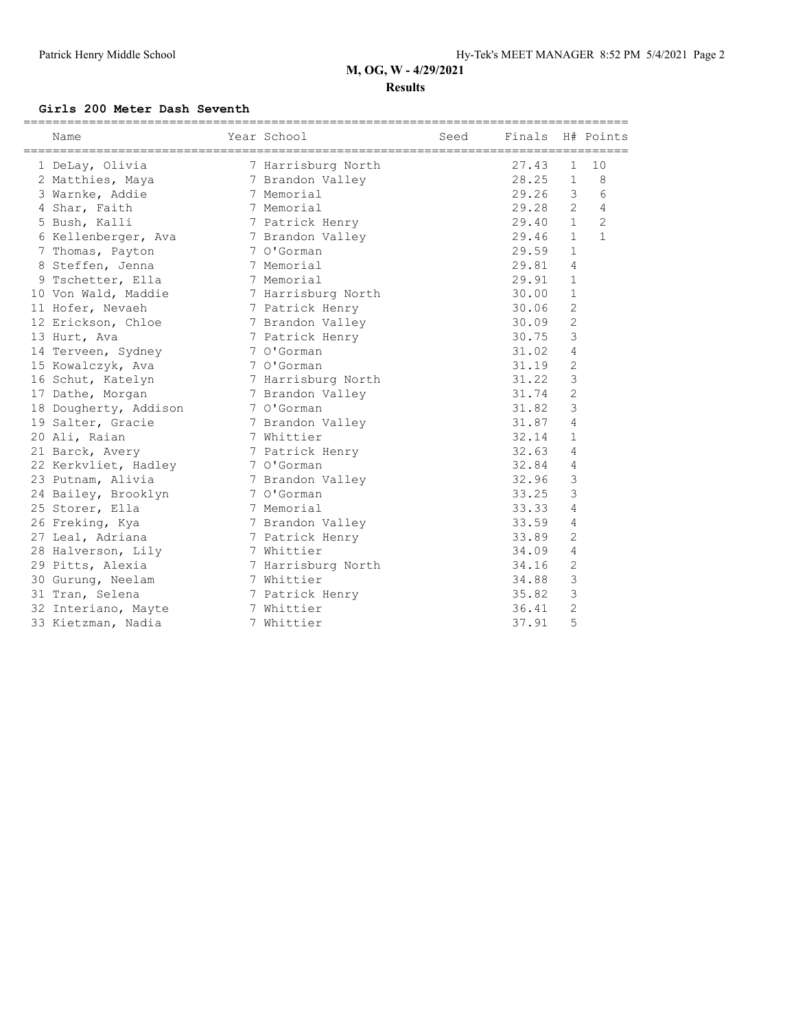## M, OG, W - 4/29/2021

### Results

#### Girls 200 Meter Dash Seventh

| Place | Name | Year | School | Seed | Finals | H# | Points |
|---|---|---|---|---|---|---|---|
| 1 | DeLay, Olivia | 7 | Harrisburg North | | 27.43 | 1 | 10 |
| 2 | Matthies, Maya | 7 | Brandon Valley | | 28.25 | 1 | 8 |
| 3 | Warnke, Addie | 7 | Memorial | | 29.26 | 3 | 6 |
| 4 | Shar, Faith | 7 | Memorial | | 29.28 | 2 | 4 |
| 5 | Bush, Kalli | 7 | Patrick Henry | | 29.40 | 1 | 2 |
| 6 | Kellenberger, Ava | 7 | Brandon Valley | | 29.46 | 1 | 1 |
| 7 | Thomas, Payton | 7 | O'Gorman | | 29.59 | 1 | |
| 8 | Steffen, Jenna | 7 | Memorial | | 29.81 | 4 | |
| 9 | Tschetter, Ella | 7 | Memorial | | 29.91 | 1 | |
| 10 | Von Wald, Maddie | 7 | Harrisburg North | | 30.00 | 1 | |
| 11 | Hofer, Nevaeh | 7 | Patrick Henry | | 30.06 | 2 | |
| 12 | Erickson, Chloe | 7 | Brandon Valley | | 30.09 | 2 | |
| 13 | Hurt, Ava | 7 | Patrick Henry | | 30.75 | 3 | |
| 14 | Terveen, Sydney | 7 | O'Gorman | | 31.02 | 4 | |
| 15 | Kowalczyk, Ava | 7 | O'Gorman | | 31.19 | 2 | |
| 16 | Schut, Katelyn | 7 | Harrisburg North | | 31.22 | 3 | |
| 17 | Dathe, Morgan | 7 | Brandon Valley | | 31.74 | 2 | |
| 18 | Dougherty, Addison | 7 | O'Gorman | | 31.82 | 3 | |
| 19 | Salter, Gracie | 7 | Brandon Valley | | 31.87 | 4 | |
| 20 | Ali, Raian | 7 | Whittier | | 32.14 | 1 | |
| 21 | Barck, Avery | 7 | Patrick Henry | | 32.63 | 4 | |
| 22 | Kerkvliet, Hadley | 7 | O'Gorman | | 32.84 | 4 | |
| 23 | Putnam, Alivia | 7 | Brandon Valley | | 32.96 | 3 | |
| 24 | Bailey, Brooklyn | 7 | O'Gorman | | 33.25 | 3 | |
| 25 | Storer, Ella | 7 | Memorial | | 33.33 | 4 | |
| 26 | Freking, Kya | 7 | Brandon Valley | | 33.59 | 4 | |
| 27 | Leal, Adriana | 7 | Patrick Henry | | 33.89 | 2 | |
| 28 | Halverson, Lily | 7 | Whittier | | 34.09 | 4 | |
| 29 | Pitts, Alexia | 7 | Harrisburg North | | 34.16 | 2 | |
| 30 | Gurung, Neelam | 7 | Whittier | | 34.88 | 3 | |
| 31 | Tran, Selena | 7 | Patrick Henry | | 35.82 | 3 | |
| 32 | Interiano, Mayte | 7 | Whittier | | 36.41 | 2 | |
| 33 | Kietzman, Nadia | 7 | Whittier | | 37.91 | 5 | |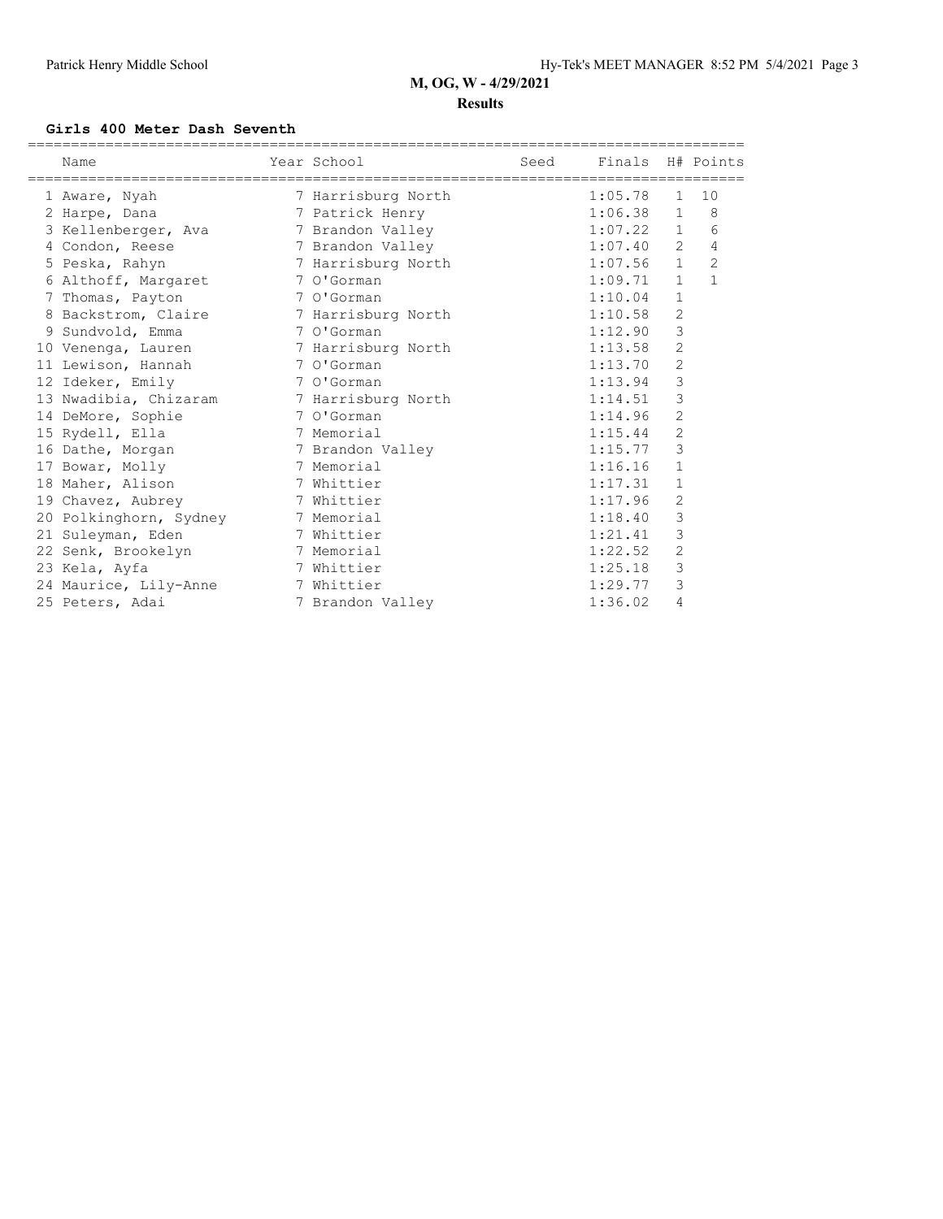## M, OG, W - 4/29/2021

**Results**

### Girls 400 Meter Dash Seventh

| | Name | Year | School | Seed | Finals | H# | Points |
|---|---|---|---|---|---|---|---|
| 1 | Aware, Nyah | 7 | Harrisburg North | | 1:05.78 | 1 | 10 |
| 2 | Harpe, Dana | 7 | Patrick Henry | | 1:06.38 | 1 | 8 |
| 3 | Kellenberger, Ava | 7 | Brandon Valley | | 1:07.22 | 1 | 6 |
| 4 | Condon, Reese | 7 | Brandon Valley | | 1:07.40 | 2 | 4 |
| 5 | Peska, Rahyn | 7 | Harrisburg North | | 1:07.56 | 1 | 2 |
| 6 | Althoff, Margaret | 7 | O'Gorman | | 1:09.71 | 1 | 1 |
| 7 | Thomas, Payton | 7 | O'Gorman | | 1:10.04 | 1 | |
| 8 | Backstrom, Claire | 7 | Harrisburg North | | 1:10.58 | 2 | |
| 9 | Sundvold, Emma | 7 | O'Gorman | | 1:12.90 | 3 | |
| 10 | Venenga, Lauren | 7 | Harrisburg North | | 1:13.58 | 2 | |
| 11 | Lewison, Hannah | 7 | O'Gorman | | 1:13.70 | 2 | |
| 12 | Ideker, Emily | 7 | O'Gorman | | 1:13.94 | 3 | |
| 13 | Nwadibia, Chizaram | 7 | Harrisburg North | | 1:14.51 | 3 | |
| 14 | DeMore, Sophie | 7 | O'Gorman | | 1:14.96 | 2 | |
| 15 | Rydell, Ella | 7 | Memorial | | 1:15.44 | 2 | |
| 16 | Dathe, Morgan | 7 | Brandon Valley | | 1:15.77 | 3 | |
| 17 | Bowar, Molly | 7 | Memorial | | 1:16.16 | 1 | |
| 18 | Maher, Alison | 7 | Whittier | | 1:17.31 | 1 | |
| 19 | Chavez, Aubrey | 7 | Whittier | | 1:17.96 | 2 | |
| 20 | Polkinghorn, Sydney | 7 | Memorial | | 1:18.40 | 3 | |
| 21 | Suleyman, Eden | 7 | Whittier | | 1:21.41 | 3 | |
| 22 | Senk, Brookelyn | 7 | Memorial | | 1:22.52 | 2 | |
| 23 | Kela, Ayfa | 7 | Whittier | | 1:25.18 | 3 | |
| 24 | Maurice, Lily-Anne | 7 | Whittier | | 1:29.77 | 3 | |
| 25 | Peters, Adai | 7 | Brandon Valley | | 1:36.02 | 4 | |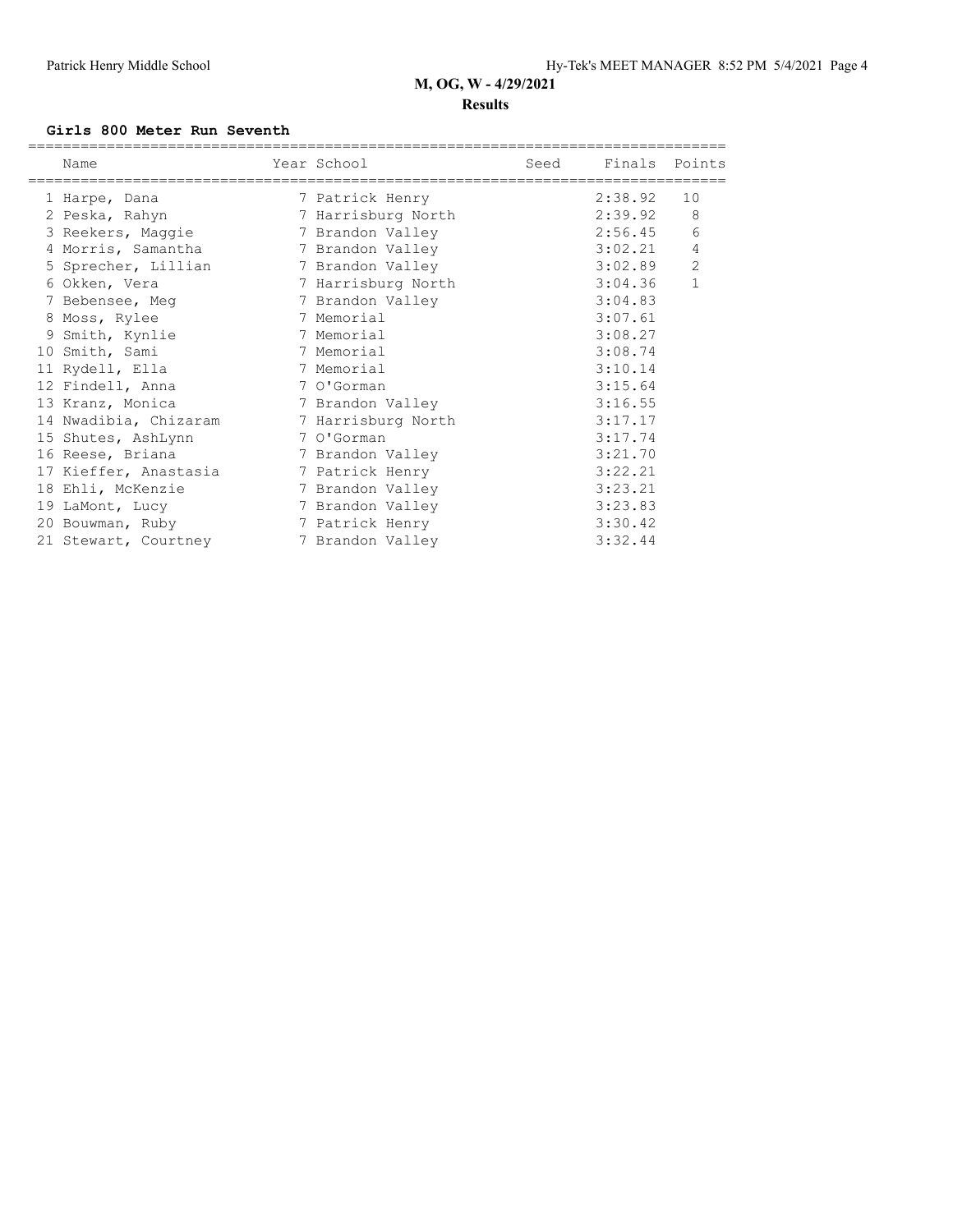## M, OG, W - 4/29/2021

### Results

#### Girls 800 Meter Run Seventh

| | Name | Year | School | Seed | Finals | Points |
|---|---|---|---|---|---|---|
| 1 | Harpe, Dana | 7 | Patrick Henry | | 2:38.92 | 10 |
| 2 | Peska, Rahyn | 7 | Harrisburg North | | 2:39.92 | 8 |
| 3 | Reekers, Maggie | 7 | Brandon Valley | | 2:56.45 | 6 |
| 4 | Morris, Samantha | 7 | Brandon Valley | | 3:02.21 | 4 |
| 5 | Sprecher, Lillian | 7 | Brandon Valley | | 3:02.89 | 2 |
| 6 | Okken, Vera | 7 | Harrisburg North | | 3:04.36 | 1 |
| 7 | Bebensee, Meg | 7 | Brandon Valley | | 3:04.83 | |
| 8 | Moss, Rylee | 7 | Memorial | | 3:07.61 | |
| 9 | Smith, Kynlie | 7 | Memorial | | 3:08.27 | |
| 10 | Smith, Sami | 7 | Memorial | | 3:08.74 | |
| 11 | Rydell, Ella | 7 | Memorial | | 3:10.14 | |
| 12 | Findell, Anna | 7 | O'Gorman | | 3:15.64 | |
| 13 | Kranz, Monica | 7 | Brandon Valley | | 3:16.55 | |
| 14 | Nwadibia, Chizaram | 7 | Harrisburg North | | 3:17.17 | |
| 15 | Shutes, AshLynn | 7 | O'Gorman | | 3:17.74 | |
| 16 | Reese, Briana | 7 | Brandon Valley | | 3:21.70 | |
| 17 | Kieffer, Anastasia | 7 | Patrick Henry | | 3:22.21 | |
| 18 | Ehli, McKenzie | 7 | Brandon Valley | | 3:23.21 | |
| 19 | LaMont, Lucy | 7 | Brandon Valley | | 3:23.83 | |
| 20 | Bouwman, Ruby | 7 | Patrick Henry | | 3:30.42 | |
| 21 | Stewart, Courtney | 7 | Brandon Valley | | 3:32.44 | |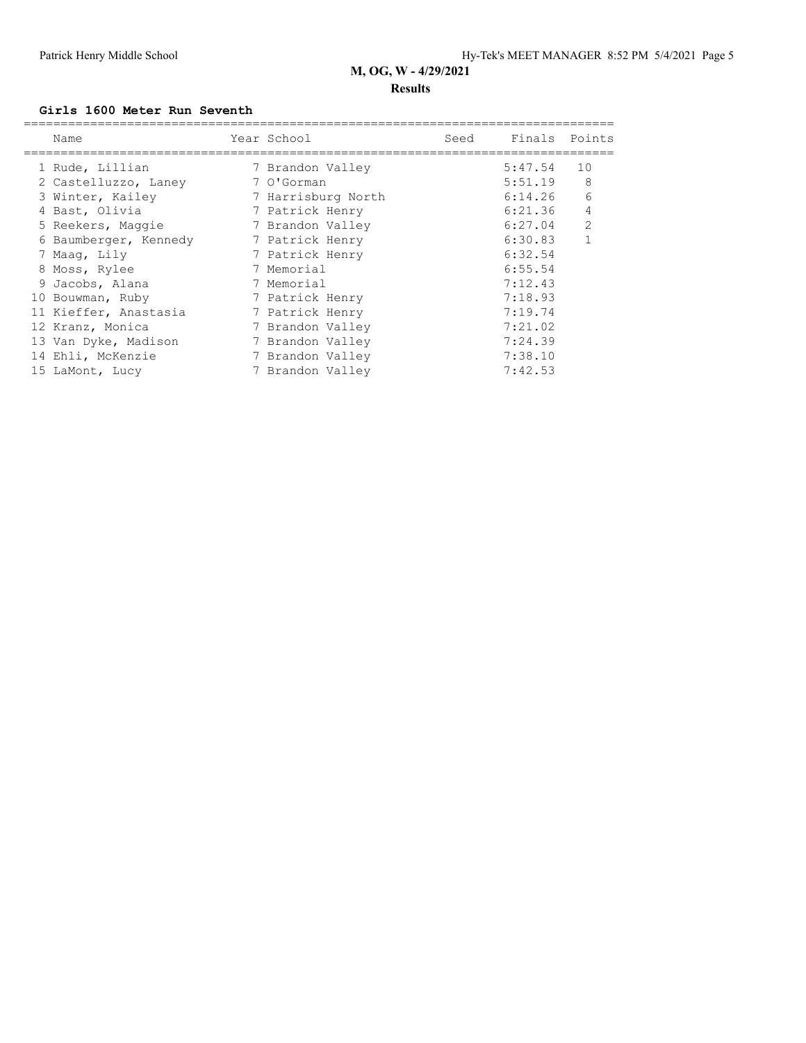## M, OG, W - 4/29/2021

### Results

#### Girls 1600 Meter Run Seventh

| Name | Year | School | Seed | Finals | Points |
|---|---|---|---|---|---|
| 1 Rude, Lillian | 7 | Brandon Valley | | 5:47.54 | 10 |
| 2 Castelluzzo, Laney | 7 | O'Gorman | | 5:51.19 | 8 |
| 3 Winter, Kailey | 7 | Harrisburg North | | 6:14.26 | 6 |
| 4 Bast, Olivia | 7 | Patrick Henry | | 6:21.36 | 4 |
| 5 Reekers, Maggie | 7 | Brandon Valley | | 6:27.04 | 2 |
| 6 Baumberger, Kennedy | 7 | Patrick Henry | | 6:30.83 | 1 |
| 7 Maag, Lily | 7 | Patrick Henry | | 6:32.54 | |
| 8 Moss, Rylee | 7 | Memorial | | 6:55.54 | |
| 9 Jacobs, Alana | 7 | Memorial | | 7:12.43 | |
| 10 Bouwman, Ruby | 7 | Patrick Henry | | 7:18.93 | |
| 11 Kieffer, Anastasia | 7 | Patrick Henry | | 7:19.74 | |
| 12 Kranz, Monica | 7 | Brandon Valley | | 7:21.02 | |
| 13 Van Dyke, Madison | 7 | Brandon Valley | | 7:24.39 | |
| 14 Ehli, McKenzie | 7 | Brandon Valley | | 7:38.10 | |
| 15 LaMont, Lucy | 7 | Brandon Valley | | 7:42.53 | |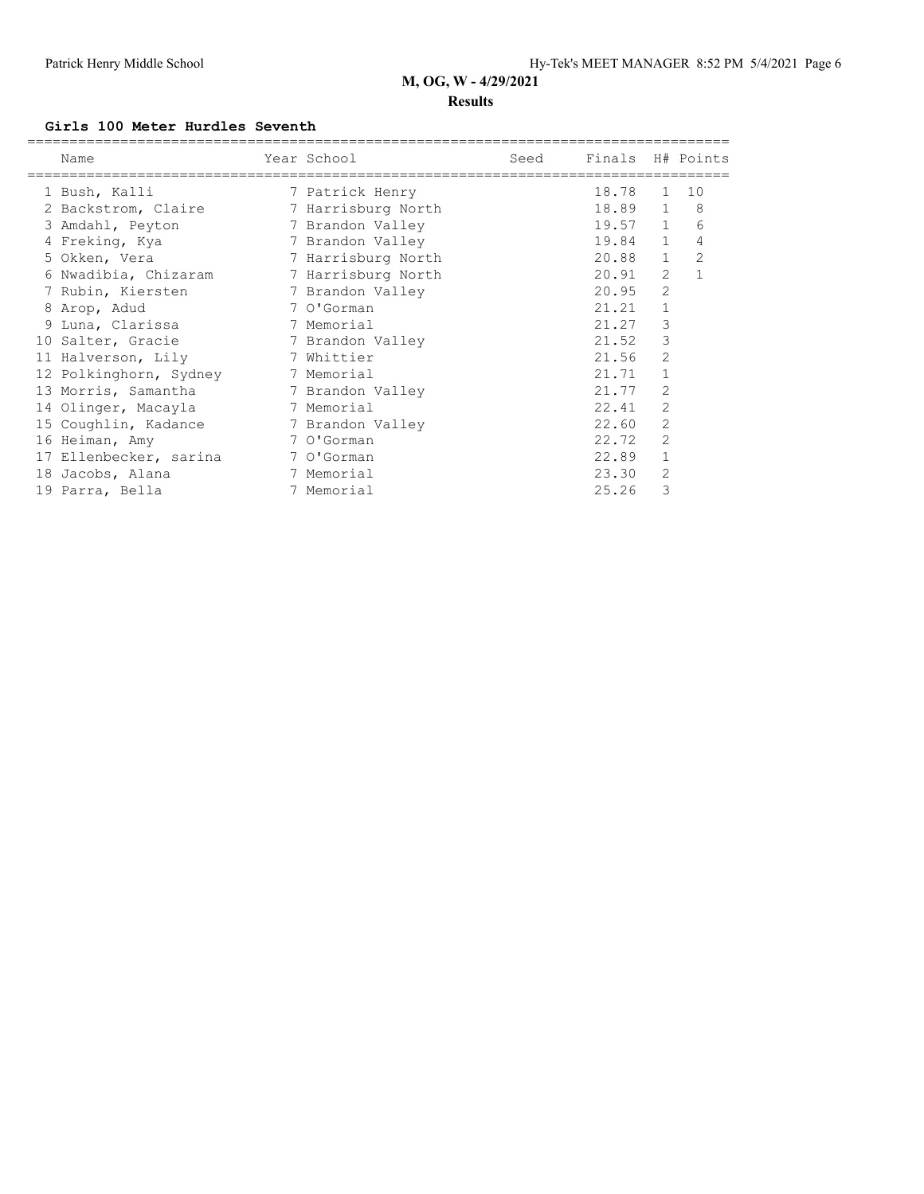## M, OG, W - 4/29/2021

### Results

**Girls 100 Meter Hurdles Seventh**

| | Name | Year | School | Seed | Finals | H# | Points |
|---|---|---|---|---|---|---|---|
| 1 | Bush, Kalli | 7 | Patrick Henry | | 18.78 | 1 | 10 |
| 2 | Backstrom, Claire | 7 | Harrisburg North | | 18.89 | 1 | 8 |
| 3 | Amdahl, Peyton | 7 | Brandon Valley | | 19.57 | 1 | 6 |
| 4 | Freking, Kya | 7 | Brandon Valley | | 19.84 | 1 | 4 |
| 5 | Okken, Vera | 7 | Harrisburg North | | 20.88 | 1 | 2 |
| 6 | Nwadibia, Chizaram | 7 | Harrisburg North | | 20.91 | 2 | 1 |
| 7 | Rubin, Kiersten | 7 | Brandon Valley | | 20.95 | 2 | |
| 8 | Arop, Adud | 7 | O'Gorman | | 21.21 | 1 | |
| 9 | Luna, Clarissa | 7 | Memorial | | 21.27 | 3 | |
| 10 | Salter, Gracie | 7 | Brandon Valley | | 21.52 | 3 | |
| 11 | Halverson, Lily | 7 | Whittier | | 21.56 | 2 | |
| 12 | Polkinghorn, Sydney | 7 | Memorial | | 21.71 | 1 | |
| 13 | Morris, Samantha | 7 | Brandon Valley | | 21.77 | 2 | |
| 14 | Olinger, Macayla | 7 | Memorial | | 22.41 | 2 | |
| 15 | Coughlin, Kadance | 7 | Brandon Valley | | 22.60 | 2 | |
| 16 | Heiman, Amy | 7 | O'Gorman | | 22.72 | 2 | |
| 17 | Ellenbecker, sarina | 7 | O'Gorman | | 22.89 | 1 | |
| 18 | Jacobs, Alana | 7 | Memorial | | 23.30 | 2 | |
| 19 | Parra, Bella | 7 | Memorial | | 25.26 | 3 | |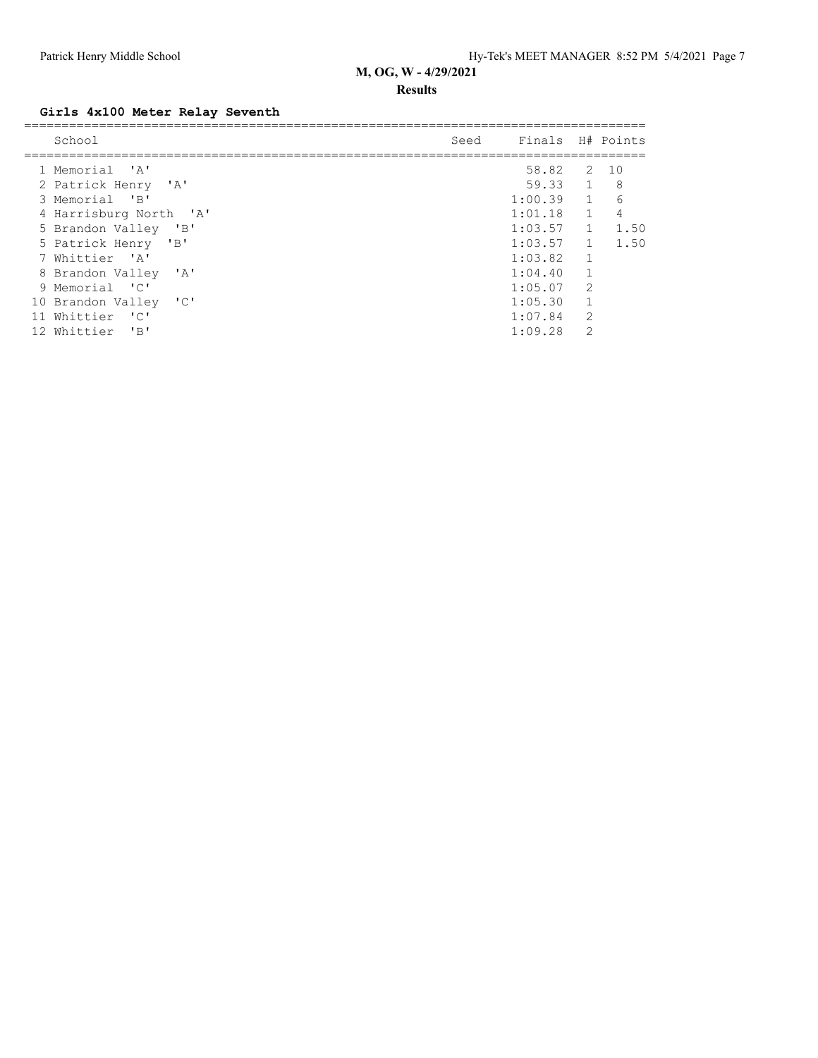**M, OG, W - 4/29/2021**

**Results**

### Girls 4x100 Meter Relay Seventh

| | School | Seed | Finals | H# | Points |
|---|---|---|---|---|---|
| 1 | Memorial 'A' | | 58.82 | 2 | 10 |
| 2 | Patrick Henry 'A' | | 59.33 | 1 | 8 |
| 3 | Memorial 'B' | | 1:00.39 | 1 | 6 |
| 4 | Harrisburg North 'A' | | 1:01.18 | 1 | 4 |
| 5 | Brandon Valley 'B' | | 1:03.57 | 1 | 1.50 |
| 5 | Patrick Henry 'B' | | 1:03.57 | 1 | 1.50 |
| 7 | Whittier 'A' | | 1:03.82 | 1 | |
| 8 | Brandon Valley 'A' | | 1:04.40 | 1 | |
| 9 | Memorial 'C' | | 1:05.07 | 2 | |
| 10 | Brandon Valley 'C' | | 1:05.30 | 1 | |
| 11 | Whittier 'C' | | 1:07.84 | 2 | |
| 12 | Whittier 'B' | | 1:09.28 | 2 | |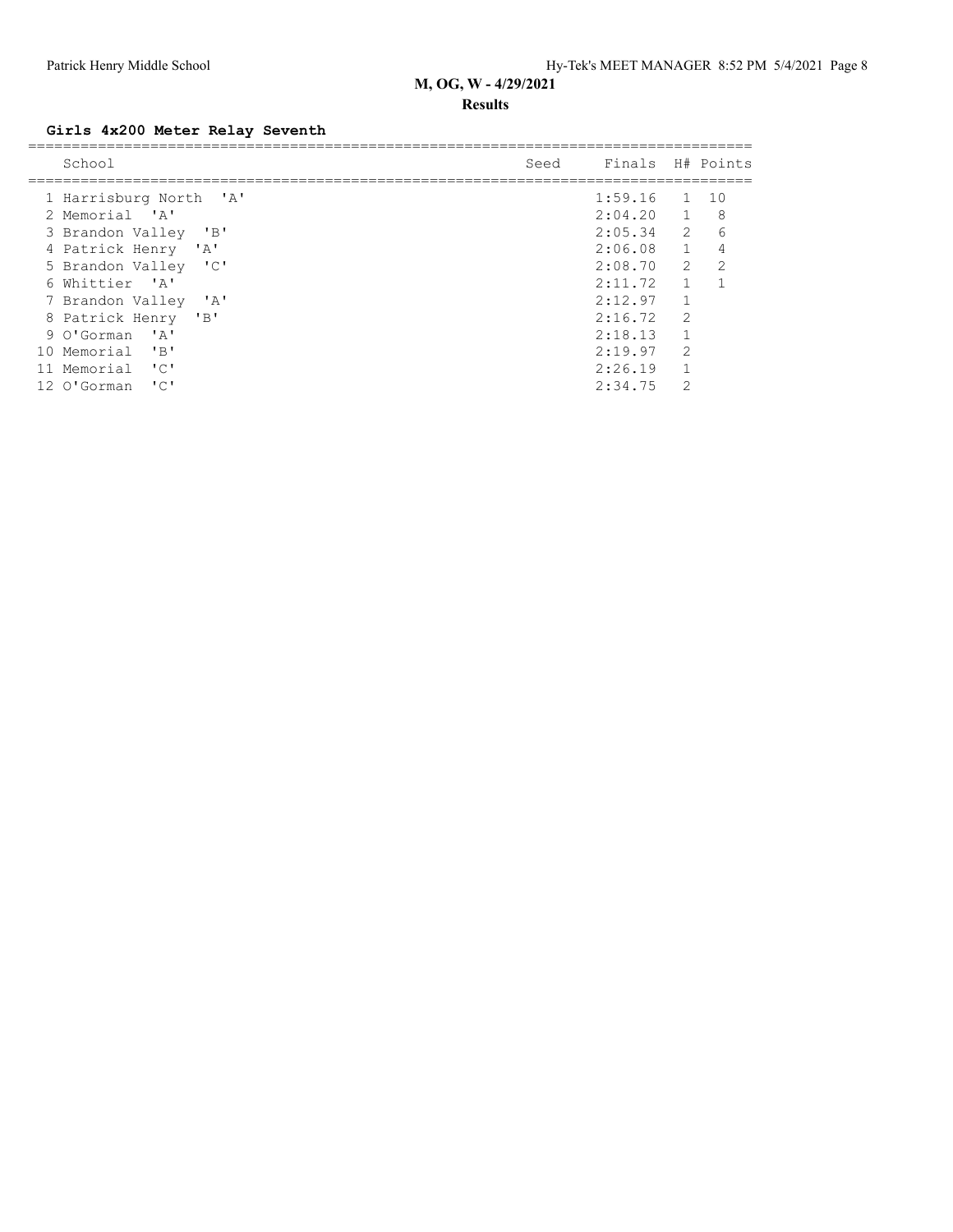## M, OG, W - 4/29/2021

### Results

#### Girls 4x200 Meter Relay Seventh

| | School | Seed | Finals | H# | Points |
|---|---|---|---|---|---|
| 1 | Harrisburg North 'A' | | 1:59.16 | 1 | 10 |
| 2 | Memorial 'A' | | 2:04.20 | 1 | 8 |
| 3 | Brandon Valley 'B' | | 2:05.34 | 2 | 6 |
| 4 | Patrick Henry 'A' | | 2:06.08 | 1 | 4 |
| 5 | Brandon Valley 'C' | | 2:08.70 | 2 | 2 |
| 6 | Whittier 'A' | | 2:11.72 | 1 | 1 |
| 7 | Brandon Valley 'A' | | 2:12.97 | 1 | |
| 8 | Patrick Henry 'B' | | 2:16.72 | 2 | |
| 9 | O'Gorman 'A' | | 2:18.13 | 1 | |
| 10 | Memorial 'B' | | 2:19.97 | 2 | |
| 11 | Memorial 'C' | | 2:26.19 | 1 | |
| 12 | O'Gorman 'C' | | 2:34.75 | 2 | |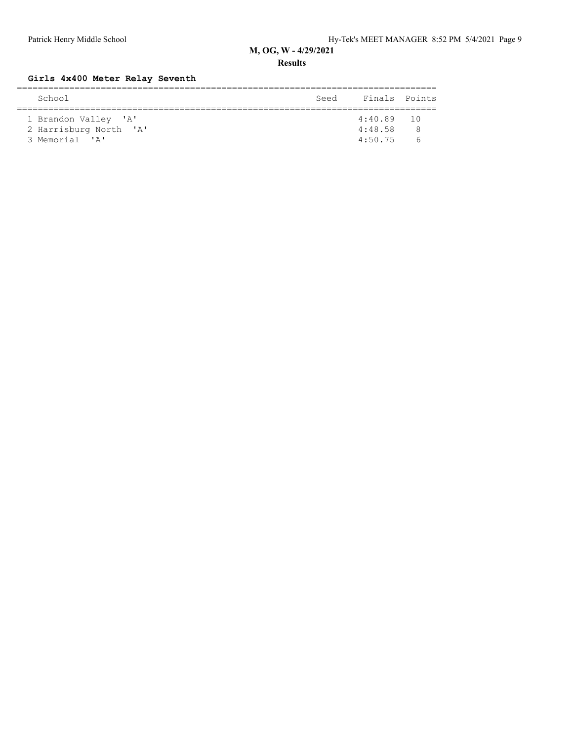## M, OG, W - 4/29/2021

### Results

#### Girls 4x400 Meter Relay Seventh

| | School | Seed | Finals | Points |
|---|---|---|---|---|
| 1 | Brandon Valley 'A' | | 4:40.89 | 10 |
| 2 | Harrisburg North 'A' | | 4:48.58 | 8 |
| 3 | Memorial 'A' | | 4:50.75 | 6 |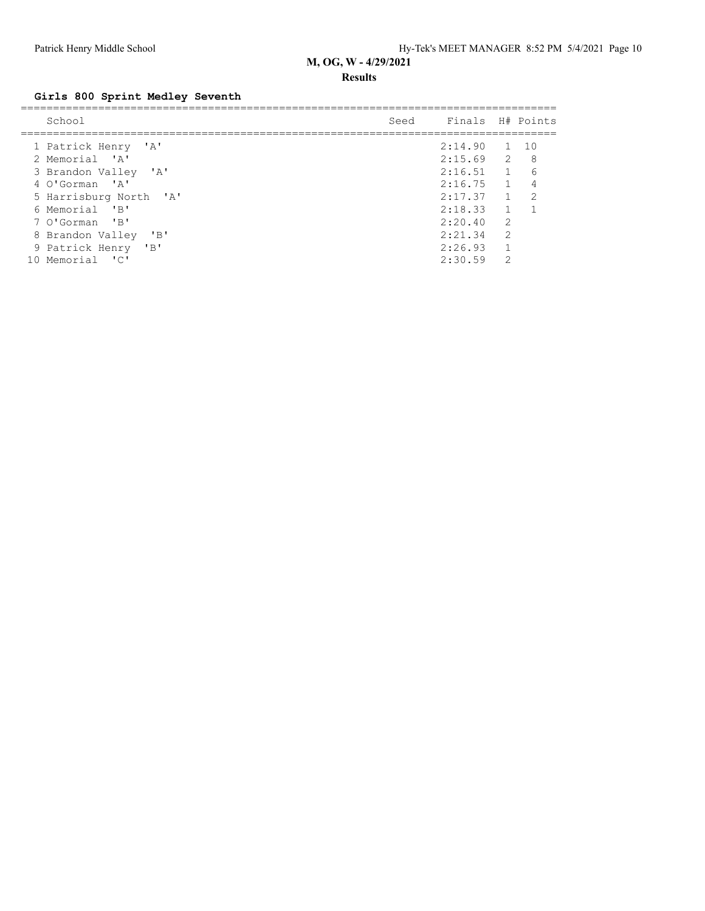**M, OG, W - 4/29/2021**

**Results**

### Girls 800 Sprint Medley Seventh

| | School | Seed | Finals | H# | Points |
|---|---|---|---|---|---|
| 1 | Patrick Henry 'A' | | 2:14.90 | 1 | 10 |
| 2 | Memorial 'A' | | 2:15.69 | 2 | 8 |
| 3 | Brandon Valley 'A' | | 2:16.51 | 1 | 6 |
| 4 | O'Gorman 'A' | | 2:16.75 | 1 | 4 |
| 5 | Harrisburg North 'A' | | 2:17.37 | 1 | 2 |
| 6 | Memorial 'B' | | 2:18.33 | 1 | 1 |
| 7 | O'Gorman 'B' | | 2:20.40 | 2 | |
| 8 | Brandon Valley 'B' | | 2:21.34 | 2 | |
| 9 | Patrick Henry 'B' | | 2:26.93 | 1 | |
| 10 | Memorial 'C' | | 2:30.59 | 2 | |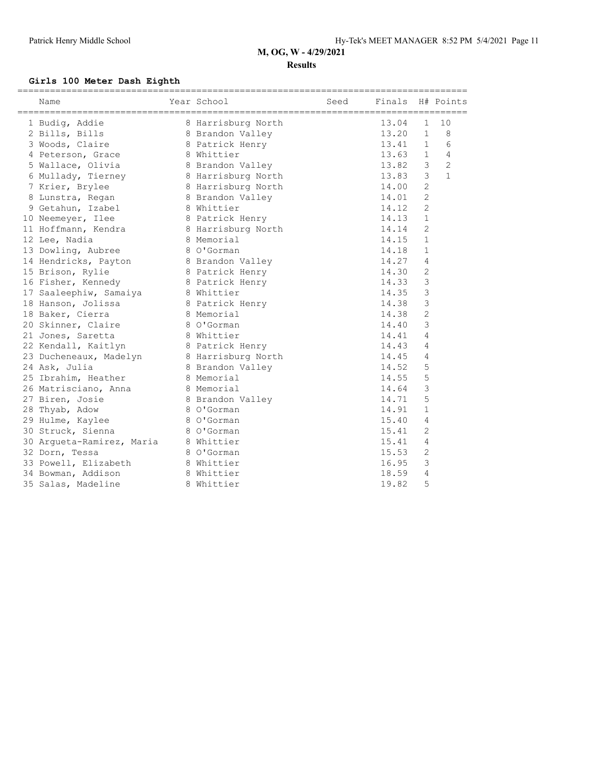# M, OG, W - 4/29/2021

## Results

### Girls 100 Meter Dash Eighth

| Place | Name | Year | School | Seed | Finals | H# | Points |
|---|---|---|---|---|---|---|---|
| 1 | Budig, Addie | 8 | Harrisburg North | | 13.04 | 1 | 10 |
| 2 | Bills, Bills | 8 | Brandon Valley | | 13.20 | 1 | 8 |
| 3 | Woods, Claire | 8 | Patrick Henry | | 13.41 | 1 | 6 |
| 4 | Peterson, Grace | 8 | Whittier | | 13.63 | 1 | 4 |
| 5 | Wallace, Olivia | 8 | Brandon Valley | | 13.82 | 3 | 2 |
| 6 | Mullady, Tierney | 8 | Harrisburg North | | 13.83 | 3 | 1 |
| 7 | Krier, Brylee | 8 | Harrisburg North | | 14.00 | 2 | |
| 8 | Lunstra, Regan | 8 | Brandon Valley | | 14.01 | 2 | |
| 9 | Getahun, Izabel | 8 | Whittier | | 14.12 | 2 | |
| 10 | Neemeyer, Ilee | 8 | Patrick Henry | | 14.13 | 1 | |
| 11 | Hoffmann, Kendra | 8 | Harrisburg North | | 14.14 | 2 | |
| 12 | Lee, Nadia | 8 | Memorial | | 14.15 | 1 | |
| 13 | Dowling, Aubree | 8 | O'Gorman | | 14.18 | 1 | |
| 14 | Hendricks, Payton | 8 | Brandon Valley | | 14.27 | 4 | |
| 15 | Brison, Rylie | 8 | Patrick Henry | | 14.30 | 2 | |
| 16 | Fisher, Kennedy | 8 | Patrick Henry | | 14.33 | 3 | |
| 17 | Saaleephiw, Samaiya | 8 | Whittier | | 14.35 | 3 | |
| 18 | Hanson, Jolissa | 8 | Patrick Henry | | 14.38 | 3 | |
| 18 | Baker, Cierra | 8 | Memorial | | 14.38 | 2 | |
| 20 | Skinner, Claire | 8 | O'Gorman | | 14.40 | 3 | |
| 21 | Jones, Saretta | 8 | Whittier | | 14.41 | 4 | |
| 22 | Kendall, Kaitlyn | 8 | Patrick Henry | | 14.43 | 4 | |
| 23 | Ducheneaux, Madelyn | 8 | Harrisburg North | | 14.45 | 4 | |
| 24 | Ask, Julia | 8 | Brandon Valley | | 14.52 | 5 | |
| 25 | Ibrahim, Heather | 8 | Memorial | | 14.55 | 5 | |
| 26 | Matrisciano, Anna | 8 | Memorial | | 14.64 | 3 | |
| 27 | Biren, Josie | 8 | Brandon Valley | | 14.71 | 5 | |
| 28 | Thyab, Adow | 8 | O'Gorman | | 14.91 | 1 | |
| 29 | Hulme, Kaylee | 8 | O'Gorman | | 15.40 | 4 | |
| 30 | Struck, Sienna | 8 | O'Gorman | | 15.41 | 2 | |
| 30 | Argueta-Ramirez, Maria | 8 | Whittier | | 15.41 | 4 | |
| 32 | Dorn, Tessa | 8 | O'Gorman | | 15.53 | 2 | |
| 33 | Powell, Elizabeth | 8 | Whittier | | 16.95 | 3 | |
| 34 | Bowman, Addison | 8 | Whittier | | 18.59 | 4 | |
| 35 | Salas, Madeline | 8 | Whittier | | 19.82 | 5 | |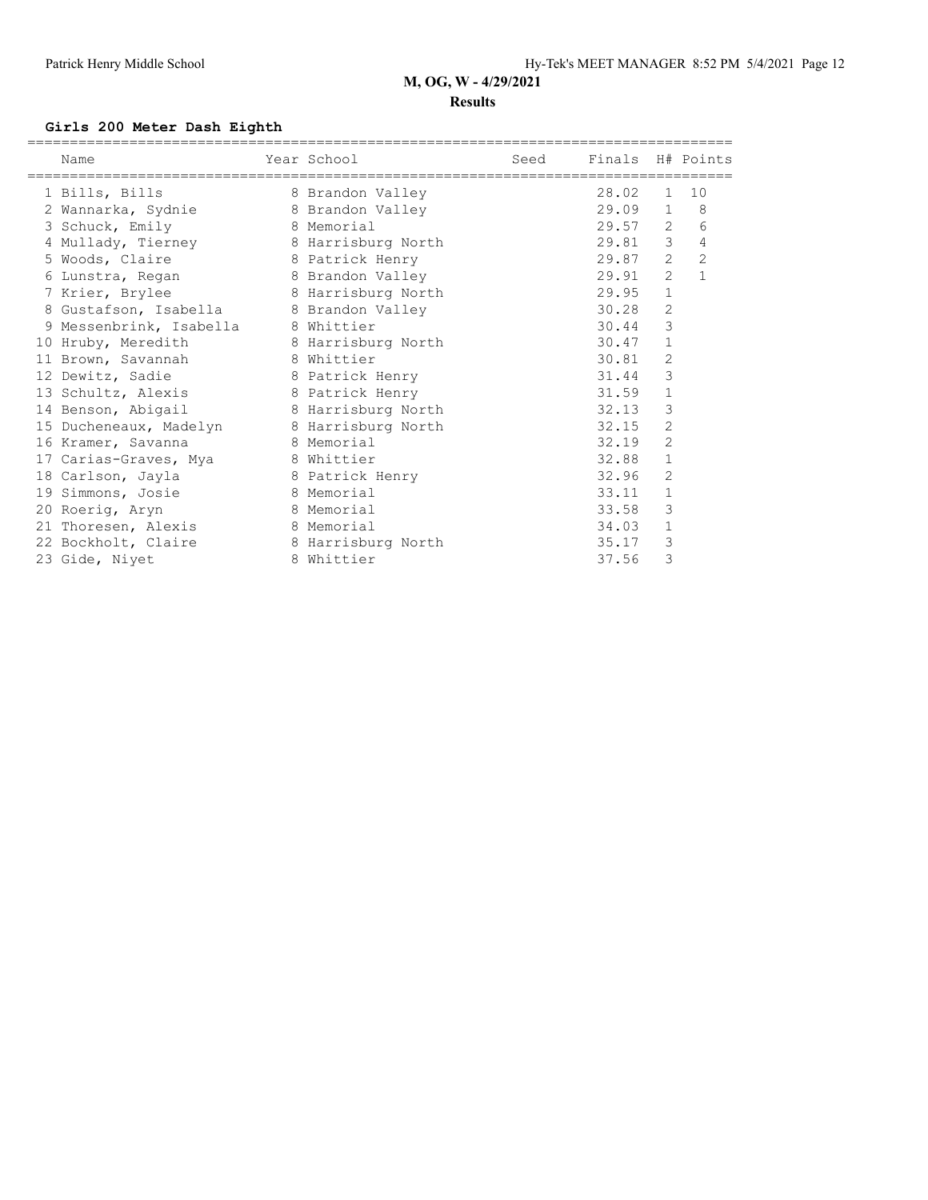## M, OG, W - 4/29/2021

### Results

#### Girls 200 Meter Dash Eighth

| | Name | Year | School | Seed | Finals | H# | Points |
|---|---|---|---|---|---|---|---|
| 1 | Bills, Bills | 8 | Brandon Valley | | 28.02 | 1 | 10 |
| 2 | Wannarka, Sydnie | 8 | Brandon Valley | | 29.09 | 1 | 8 |
| 3 | Schuck, Emily | 8 | Memorial | | 29.57 | 2 | 6 |
| 4 | Mullady, Tierney | 8 | Harrisburg North | | 29.81 | 3 | 4 |
| 5 | Woods, Claire | 8 | Patrick Henry | | 29.87 | 2 | 2 |
| 6 | Lunstra, Regan | 8 | Brandon Valley | | 29.91 | 2 | 1 |
| 7 | Krier, Brylee | 8 | Harrisburg North | | 29.95 | 1 | |
| 8 | Gustafson, Isabella | 8 | Brandon Valley | | 30.28 | 2 | |
| 9 | Messenbrink, Isabella | 8 | Whittier | | 30.44 | 3 | |
| 10 | Hruby, Meredith | 8 | Harrisburg North | | 30.47 | 1 | |
| 11 | Brown, Savannah | 8 | Whittier | | 30.81 | 2 | |
| 12 | Dewitz, Sadie | 8 | Patrick Henry | | 31.44 | 3 | |
| 13 | Schultz, Alexis | 8 | Patrick Henry | | 31.59 | 1 | |
| 14 | Benson, Abigail | 8 | Harrisburg North | | 32.13 | 3 | |
| 15 | Ducheneaux, Madelyn | 8 | Harrisburg North | | 32.15 | 2 | |
| 16 | Kramer, Savanna | 8 | Memorial | | 32.19 | 2 | |
| 17 | Carias-Graves, Mya | 8 | Whittier | | 32.88 | 1 | |
| 18 | Carlson, Jayla | 8 | Patrick Henry | | 32.96 | 2 | |
| 19 | Simmons, Josie | 8 | Memorial | | 33.11 | 1 | |
| 20 | Roerig, Aryn | 8 | Memorial | | 33.58 | 3 | |
| 21 | Thoresen, Alexis | 8 | Memorial | | 34.03 | 1 | |
| 22 | Bockholt, Claire | 8 | Harrisburg North | | 35.17 | 3 | |
| 23 | Gide, Niyet | 8 | Whittier | | 37.56 | 3 | |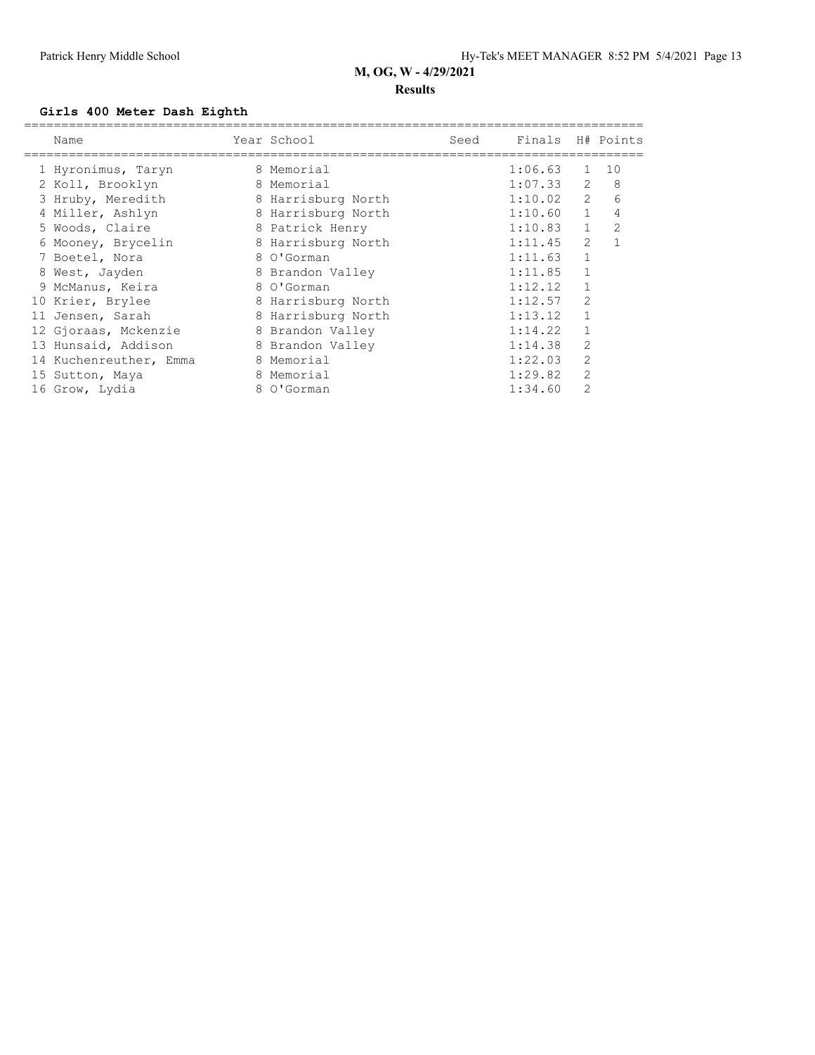**M, OG, W - 4/29/2021**

**Results**

### Girls 400 Meter Dash Eighth

| | Name | Year | School | Seed | Finals | H# | Points |
|---|---|---|---|---|---|---|---|
| 1 | Hyronimus, Taryn | 8 | Memorial | | 1:06.63 | 1 | 10 |
| 2 | Koll, Brooklyn | 8 | Memorial | | 1:07.33 | 2 | 8 |
| 3 | Hruby, Meredith | 8 | Harrisburg North | | 1:10.02 | 2 | 6 |
| 4 | Miller, Ashlyn | 8 | Harrisburg North | | 1:10.60 | 1 | 4 |
| 5 | Woods, Claire | 8 | Patrick Henry | | 1:10.83 | 1 | 2 |
| 6 | Mooney, Brycelin | 8 | Harrisburg North | | 1:11.45 | 2 | 1 |
| 7 | Boetel, Nora | 8 | O'Gorman | | 1:11.63 | 1 | |
| 8 | West, Jayden | 8 | Brandon Valley | | 1:11.85 | 1 | |
| 9 | McManus, Keira | 8 | O'Gorman | | 1:12.12 | 1 | |
| 10 | Krier, Brylee | 8 | Harrisburg North | | 1:12.57 | 2 | |
| 11 | Jensen, Sarah | 8 | Harrisburg North | | 1:13.12 | 1 | |
| 12 | Gjoraas, Mckenzie | 8 | Brandon Valley | | 1:14.22 | 1 | |
| 13 | Hunsaid, Addison | 8 | Brandon Valley | | 1:14.38 | 2 | |
| 14 | Kuchenreuther, Emma | 8 | Memorial | | 1:22.03 | 2 | |
| 15 | Sutton, Maya | 8 | Memorial | | 1:29.82 | 2 | |
| 16 | Grow, Lydia | 8 | O'Gorman | | 1:34.60 | 2 | |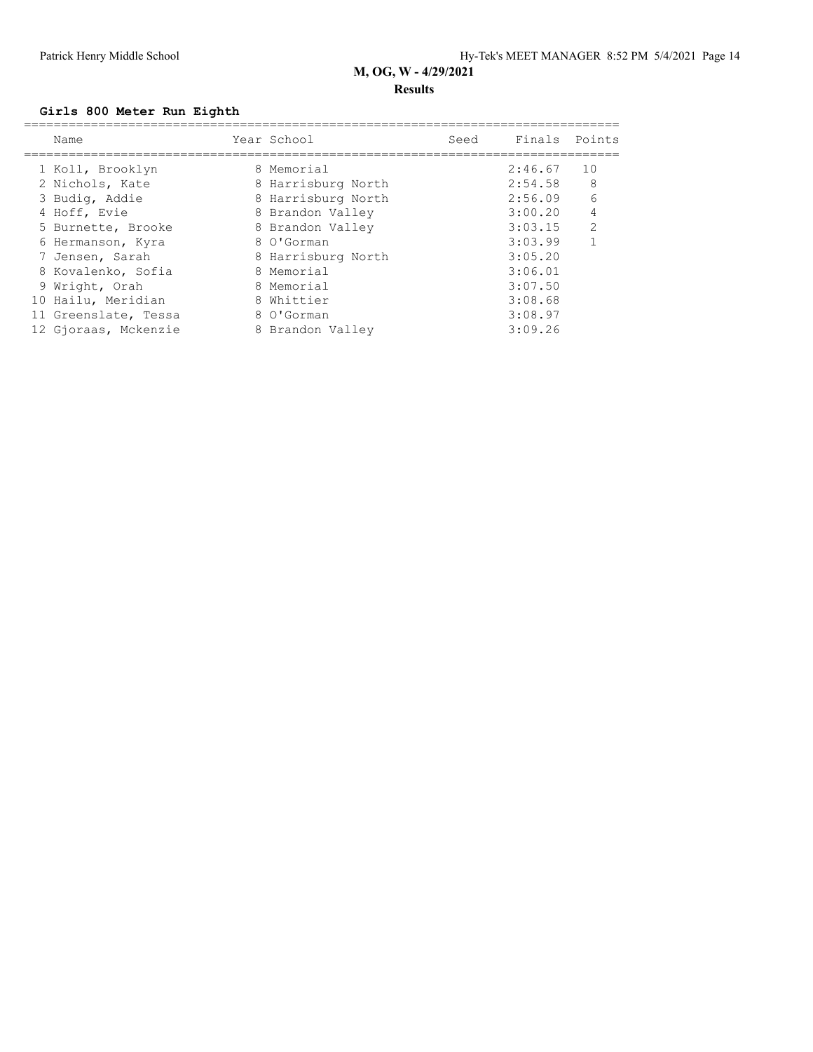## M, OG, W - 4/29/2021

**Results**

### Girls 800 Meter Run Eighth

| | Name | Year | School | Seed | Finals | Points |
|---|---|---|---|---|---|---|
| 1 | Koll, Brooklyn | 8 | Memorial | | 2:46.67 | 10 |
| 2 | Nichols, Kate | 8 | Harrisburg North | | 2:54.58 | 8 |
| 3 | Budig, Addie | 8 | Harrisburg North | | 2:56.09 | 6 |
| 4 | Hoff, Evie | 8 | Brandon Valley | | 3:00.20 | 4 |
| 5 | Burnette, Brooke | 8 | Brandon Valley | | 3:03.15 | 2 |
| 6 | Hermanson, Kyra | 8 | O'Gorman | | 3:03.99 | 1 |
| 7 | Jensen, Sarah | 8 | Harrisburg North | | 3:05.20 | |
| 8 | Kovalenko, Sofia | 8 | Memorial | | 3:06.01 | |
| 9 | Wright, Orah | 8 | Memorial | | 3:07.50 | |
| 10 | Hailu, Meridian | 8 | Whittier | | 3:08.68 | |
| 11 | Greenslate, Tessa | 8 | O'Gorman | | 3:08.97 | |
| 12 | Gjoraas, Mckenzie | 8 | Brandon Valley | | 3:09.26 | |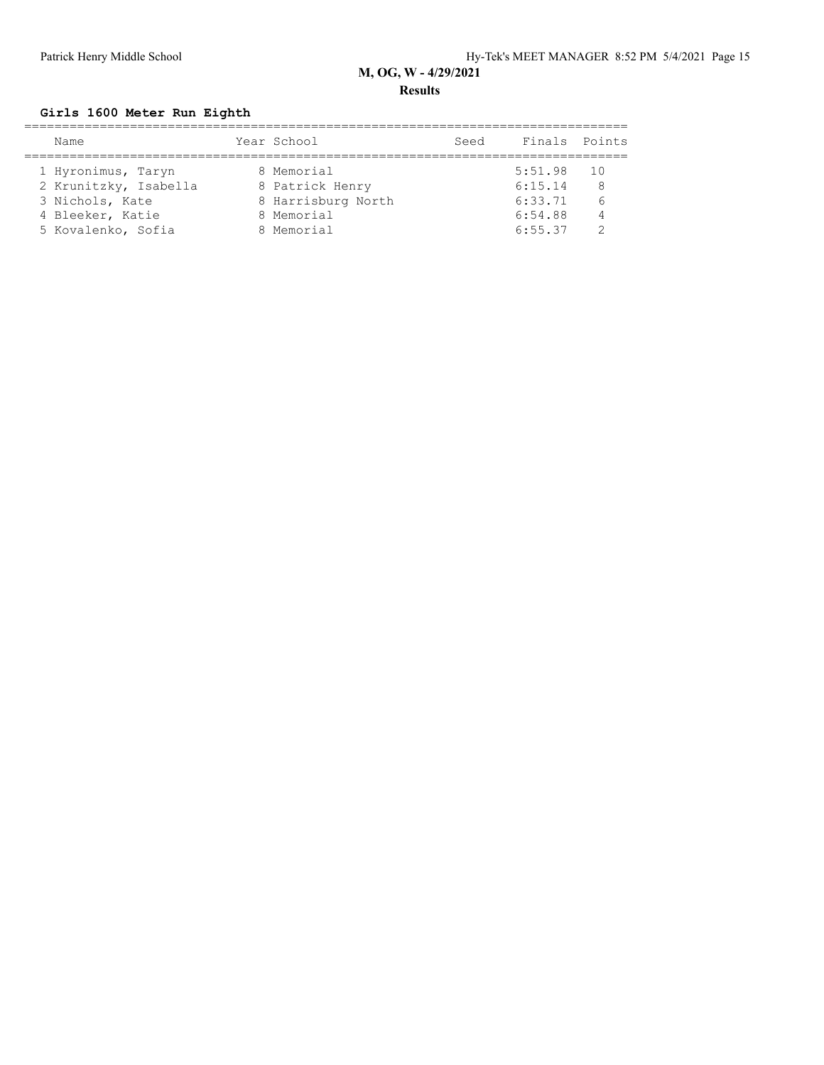## M, OG, W - 4/29/2021

### Results

**Girls 1600 Meter Run Eighth**

| | Name | Year | School | Seed | Finals | Points |
|---|---|---|---|---|---|---|
| 1 | Hyronimus, Taryn | 8 | Memorial | | 5:51.98 | 10 |
| 2 | Krunitzky, Isabella | 8 | Patrick Henry | | 6:15.14 | 8 |
| 3 | Nichols, Kate | 8 | Harrisburg North | | 6:33.71 | 6 |
| 4 | Bleeker, Katie | 8 | Memorial | | 6:54.88 | 4 |
| 5 | Kovalenko, Sofia | 8 | Memorial | | 6:55.37 | 2 |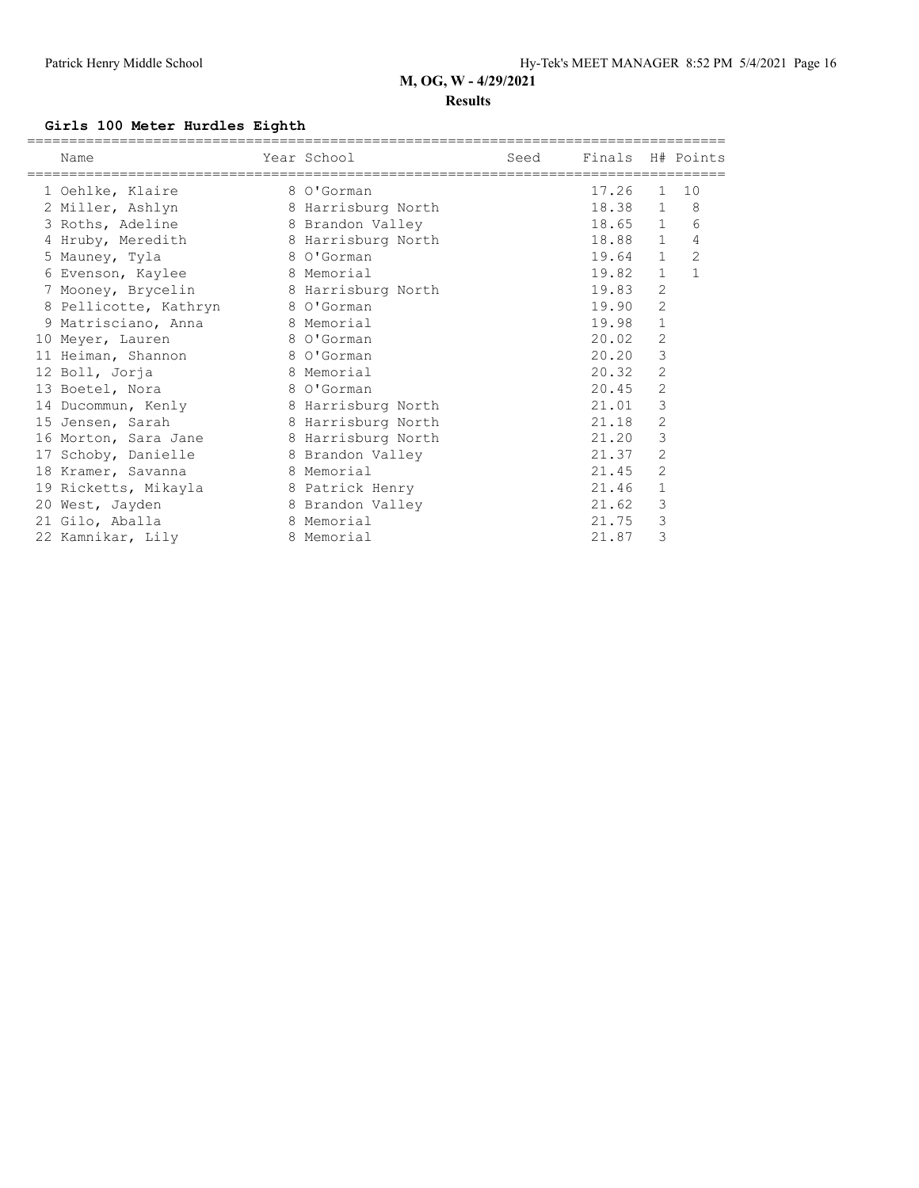**M, OG, W - 4/29/2021**

**Results**

### Girls 100 Meter Hurdles Eighth

| | Name | Year | School | Seed | Finals | H# | Points |
|---|---|---|---|---|---|---|---|
| 1 | Oehlke, Klaire | 8 | O'Gorman | | 17.26 | 1 | 10 |
| 2 | Miller, Ashlyn | 8 | Harrisburg North | | 18.38 | 1 | 8 |
| 3 | Roths, Adeline | 8 | Brandon Valley | | 18.65 | 1 | 6 |
| 4 | Hruby, Meredith | 8 | Harrisburg North | | 18.88 | 1 | 4 |
| 5 | Mauney, Tyla | 8 | O'Gorman | | 19.64 | 1 | 2 |
| 6 | Evenson, Kaylee | 8 | Memorial | | 19.82 | 1 | 1 |
| 7 | Mooney, Brycelin | 8 | Harrisburg North | | 19.83 | 2 | |
| 8 | Pellicotte, Kathryn | 8 | O'Gorman | | 19.90 | 2 | |
| 9 | Matrisciano, Anna | 8 | Memorial | | 19.98 | 1 | |
| 10 | Meyer, Lauren | 8 | O'Gorman | | 20.02 | 2 | |
| 11 | Heiman, Shannon | 8 | O'Gorman | | 20.20 | 3 | |
| 12 | Boll, Jorja | 8 | Memorial | | 20.32 | 2 | |
| 13 | Boetel, Nora | 8 | O'Gorman | | 20.45 | 2 | |
| 14 | Ducommun, Kenly | 8 | Harrisburg North | | 21.01 | 3 | |
| 15 | Jensen, Sarah | 8 | Harrisburg North | | 21.18 | 2 | |
| 16 | Morton, Sara Jane | 8 | Harrisburg North | | 21.20 | 3 | |
| 17 | Schoby, Danielle | 8 | Brandon Valley | | 21.37 | 2 | |
| 18 | Kramer, Savanna | 8 | Memorial | | 21.45 | 2 | |
| 19 | Ricketts, Mikayla | 8 | Patrick Henry | | 21.46 | 1 | |
| 20 | West, Jayden | 8 | Brandon Valley | | 21.62 | 3 | |
| 21 | Gilo, Aballa | 8 | Memorial | | 21.75 | 3 | |
| 22 | Kamnikar, Lily | 8 | Memorial | | 21.87 | 3 | |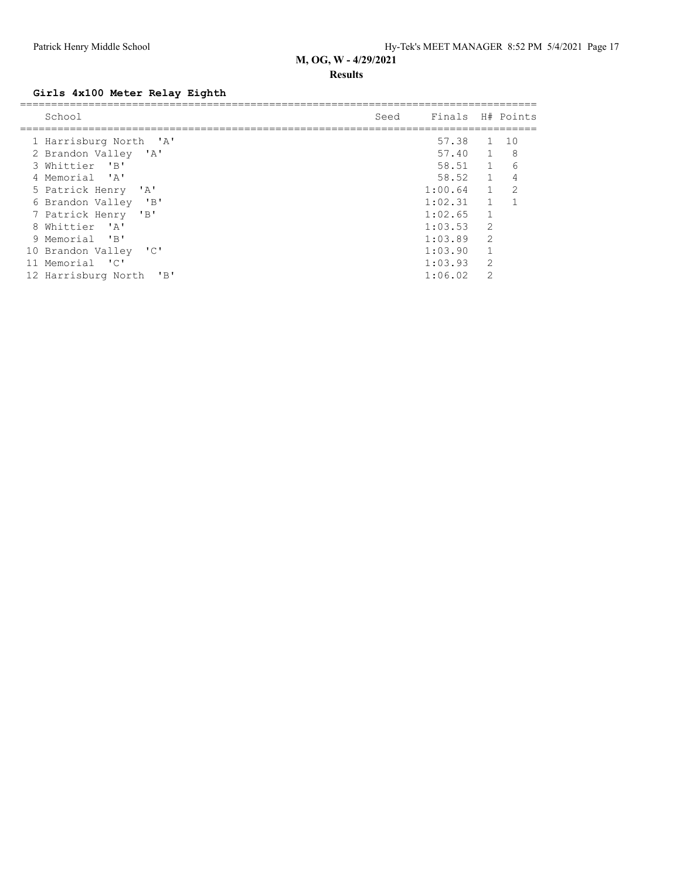## M, OG, W - 4/29/2021

### Results

**Girls 4x100 Meter Relay Eighth**

| | School | Seed | Finals | H# | Points |
|---|---|---|---|---|---|
| 1 | Harrisburg North 'A' | | 57.38 | 1 | 10 |
| 2 | Brandon Valley 'A' | | 57.40 | 1 | 8 |
| 3 | Whittier 'B' | | 58.51 | 1 | 6 |
| 4 | Memorial 'A' | | 58.52 | 1 | 4 |
| 5 | Patrick Henry 'A' | | 1:00.64 | 1 | 2 |
| 6 | Brandon Valley 'B' | | 1:02.31 | 1 | 1 |
| 7 | Patrick Henry 'B' | | 1:02.65 | 1 | |
| 8 | Whittier 'A' | | 1:03.53 | 2 | |
| 9 | Memorial 'B' | | 1:03.89 | 2 | |
| 10 | Brandon Valley 'C' | | 1:03.90 | 1 | |
| 11 | Memorial 'C' | | 1:03.93 | 2 | |
| 12 | Harrisburg North 'B' | | 1:06.02 | 2 | |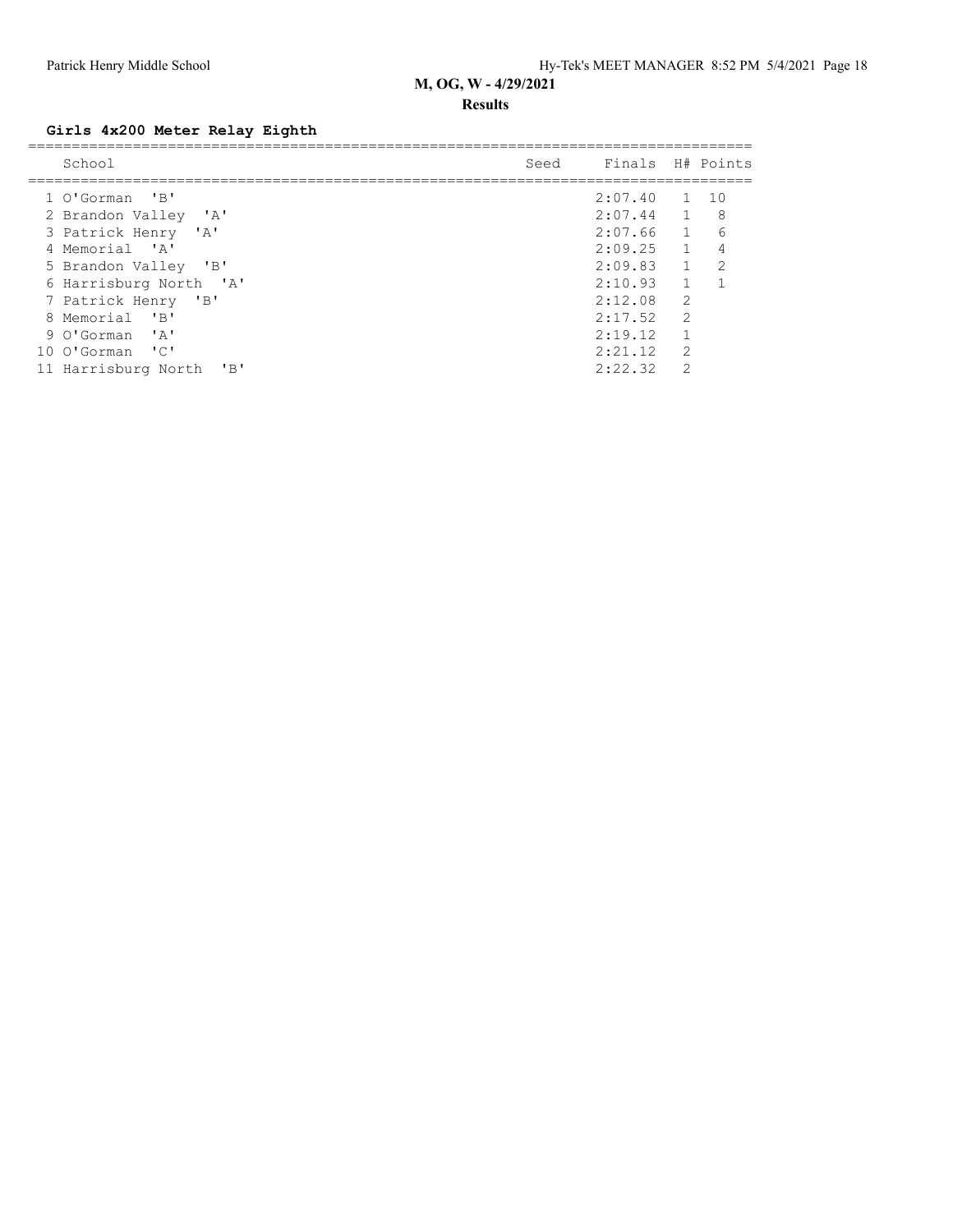## M, OG, W - 4/29/2021

### Results

**Girls 4x200 Meter Relay Eighth**

| | School | Seed | Finals | H# | Points |
|---|---|---|---|---|---|
| 1 | O'Gorman 'B' | | 2:07.40 | 1 | 10 |
| 2 | Brandon Valley 'A' | | 2:07.44 | 1 | 8 |
| 3 | Patrick Henry 'A' | | 2:07.66 | 1 | 6 |
| 4 | Memorial 'A' | | 2:09.25 | 1 | 4 |
| 5 | Brandon Valley 'B' | | 2:09.83 | 1 | 2 |
| 6 | Harrisburg North 'A' | | 2:10.93 | 1 | 1 |
| 7 | Patrick Henry 'B' | | 2:12.08 | 2 | |
| 8 | Memorial 'B' | | 2:17.52 | 2 | |
| 9 | O'Gorman 'A' | | 2:19.12 | 1 | |
| 10 | O'Gorman 'C' | | 2:21.12 | 2 | |
| 11 | Harrisburg North 'B' | | 2:22.32 | 2 | |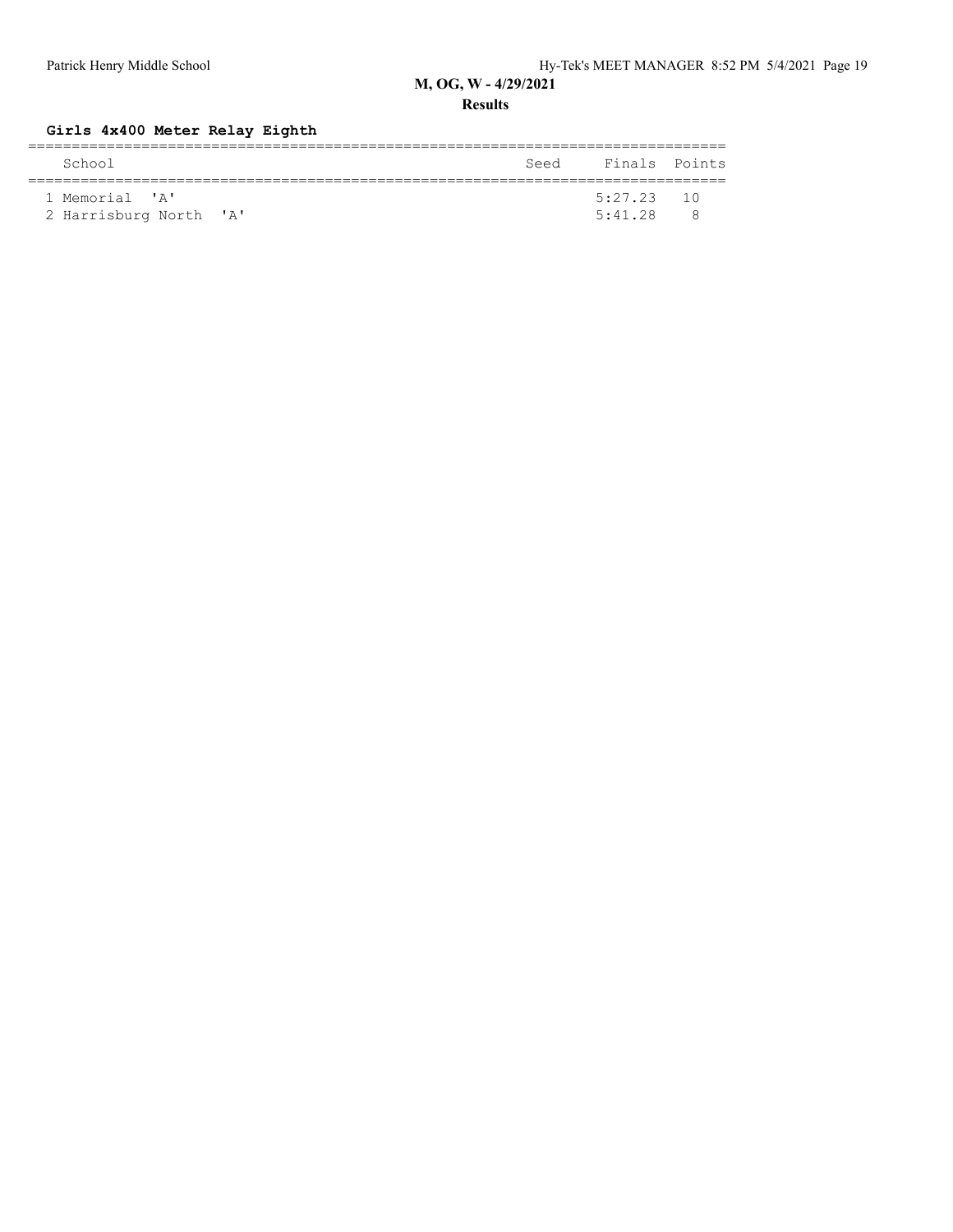**M, OG, W - 4/29/2021**

**Results**

### Girls 4x400 Meter Relay Eighth

| | School | Seed | Finals | Points |
|---|---|---|---|---|
| 1 | Memorial 'A' | | 5:27.23 | 10 |
| 2 | Harrisburg North 'A' | | 5:41.28 | 8 |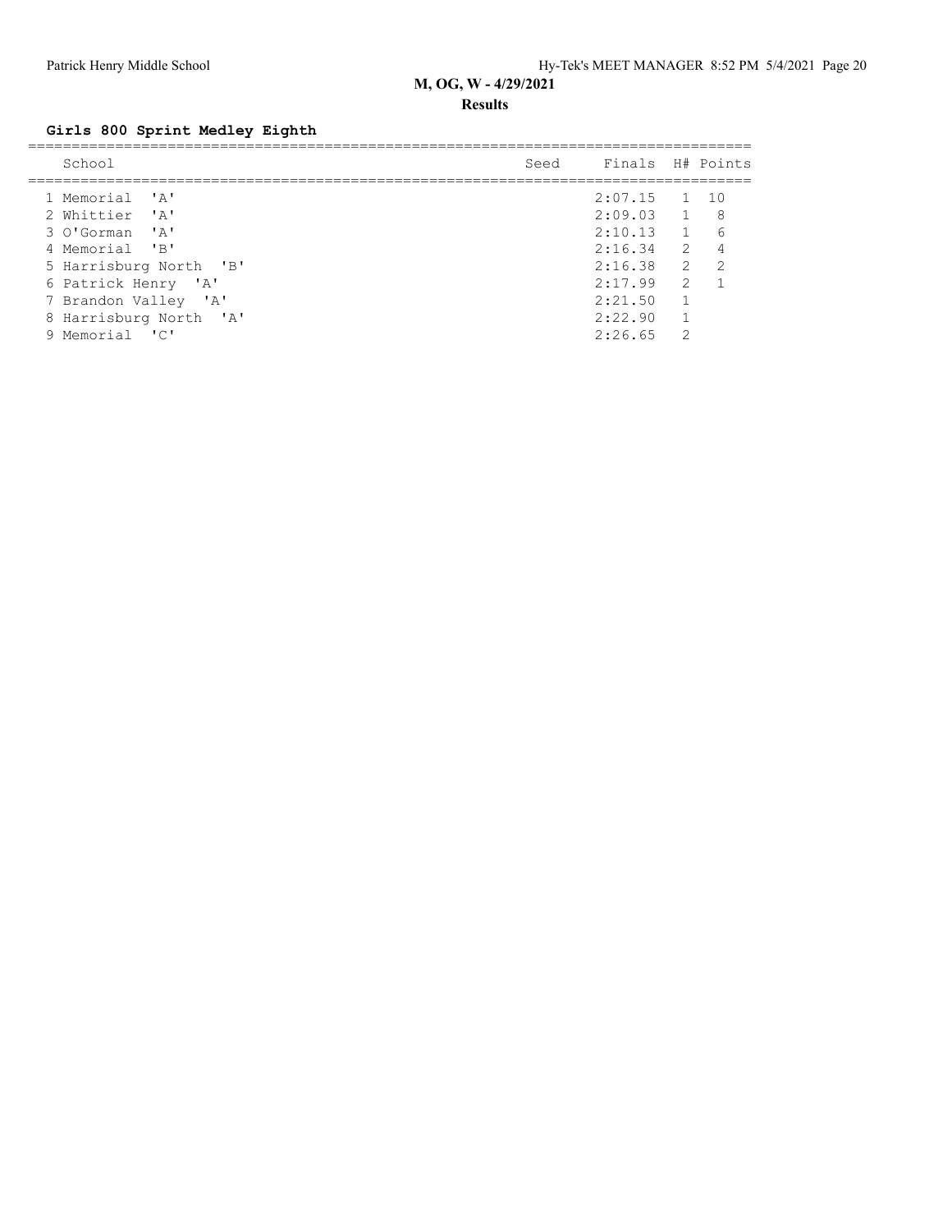M, OG, W - 4/29/2021

**Results**

### Girls 800 Sprint Medley Eighth

| | School | Seed | Finals | H# | Points |
|---|---|---|---|---|---|
| 1 | Memorial 'A' | | 2:07.15 | 1 | 10 |
| 2 | Whittier 'A' | | 2:09.03 | 1 | 8 |
| 3 | O'Gorman 'A' | | 2:10.13 | 1 | 6 |
| 4 | Memorial 'B' | | 2:16.34 | 2 | 4 |
| 5 | Harrisburg North 'B' | | 2:16.38 | 2 | 2 |
| 6 | Patrick Henry 'A' | | 2:17.99 | 2 | 1 |
| 7 | Brandon Valley 'A' | | 2:21.50 | 1 | |
| 8 | Harrisburg North 'A' | | 2:22.90 | 1 | |
| 9 | Memorial 'C' | | 2:26.65 | 2 | |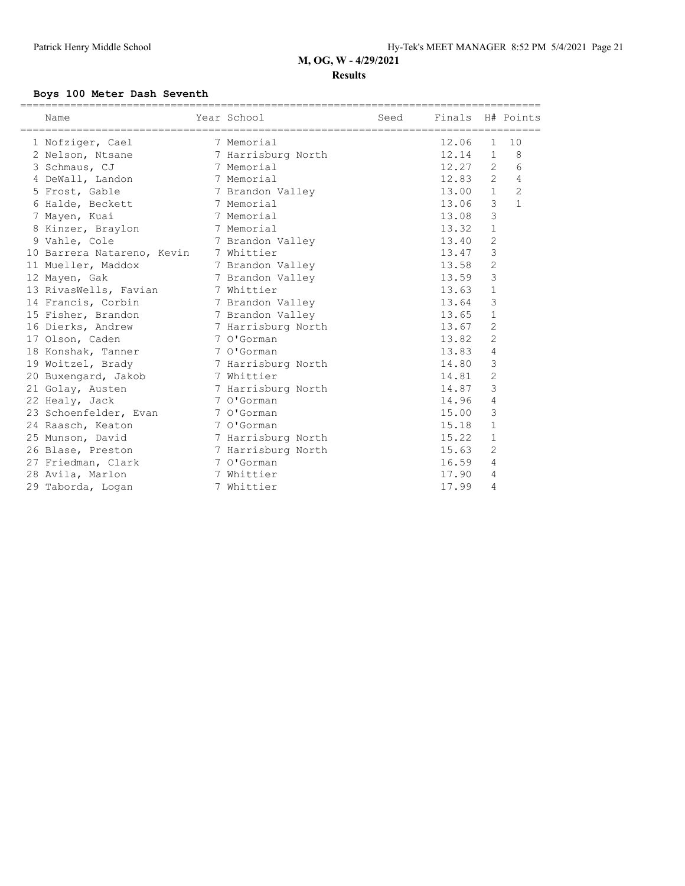# M, OG, W - 4/29/2021

## Results

### Boys 100 Meter Dash Seventh

| | Name | Year | School | Seed | Finals | H# | Points |
|---|---|---|---|---|---|---|---|
| 1 | Nofziger, Cael | 7 | Memorial | | 12.06 | 1 | 10 |
| 2 | Nelson, Ntsane | 7 | Harrisburg North | | 12.14 | 1 | 8 |
| 3 | Schmaus, CJ | 7 | Memorial | | 12.27 | 2 | 6 |
| 4 | DeWall, Landon | 7 | Memorial | | 12.83 | 2 | 4 |
| 5 | Frost, Gable | 7 | Brandon Valley | | 13.00 | 1 | 2 |
| 6 | Halde, Beckett | 7 | Memorial | | 13.06 | 3 | 1 |
| 7 | Mayen, Kuai | 7 | Memorial | | 13.08 | 3 | |
| 8 | Kinzer, Braylon | 7 | Memorial | | 13.32 | 1 | |
| 9 | Vahle, Cole | 7 | Brandon Valley | | 13.40 | 2 | |
| 10 | Barrera Natareno, Kevin | 7 | Whittier | | 13.47 | 3 | |
| 11 | Mueller, Maddox | 7 | Brandon Valley | | 13.58 | 2 | |
| 12 | Mayen, Gak | 7 | Brandon Valley | | 13.59 | 3 | |
| 13 | RivasWells, Favian | 7 | Whittier | | 13.63 | 1 | |
| 14 | Francis, Corbin | 7 | Brandon Valley | | 13.64 | 3 | |
| 15 | Fisher, Brandon | 7 | Brandon Valley | | 13.65 | 1 | |
| 16 | Dierks, Andrew | 7 | Harrisburg North | | 13.67 | 2 | |
| 17 | Olson, Caden | 7 | O'Gorman | | 13.82 | 2 | |
| 18 | Konshak, Tanner | 7 | O'Gorman | | 13.83 | 4 | |
| 19 | Woitzel, Brady | 7 | Harrisburg North | | 14.80 | 3 | |
| 20 | Buxengard, Jakob | 7 | Whittier | | 14.81 | 2 | |
| 21 | Golay, Austen | 7 | Harrisburg North | | 14.87 | 3 | |
| 22 | Healy, Jack | 7 | O'Gorman | | 14.96 | 4 | |
| 23 | Schoenfelder, Evan | 7 | O'Gorman | | 15.00 | 3 | |
| 24 | Raasch, Keaton | 7 | O'Gorman | | 15.18 | 1 | |
| 25 | Munson, David | 7 | Harrisburg North | | 15.22 | 1 | |
| 26 | Blase, Preston | 7 | Harrisburg North | | 15.63 | 2 | |
| 27 | Friedman, Clark | 7 | O'Gorman | | 16.59 | 4 | |
| 28 | Avila, Marlon | 7 | Whittier | | 17.90 | 4 | |
| 29 | Taborda, Logan | 7 | Whittier | | 17.99 | 4 | |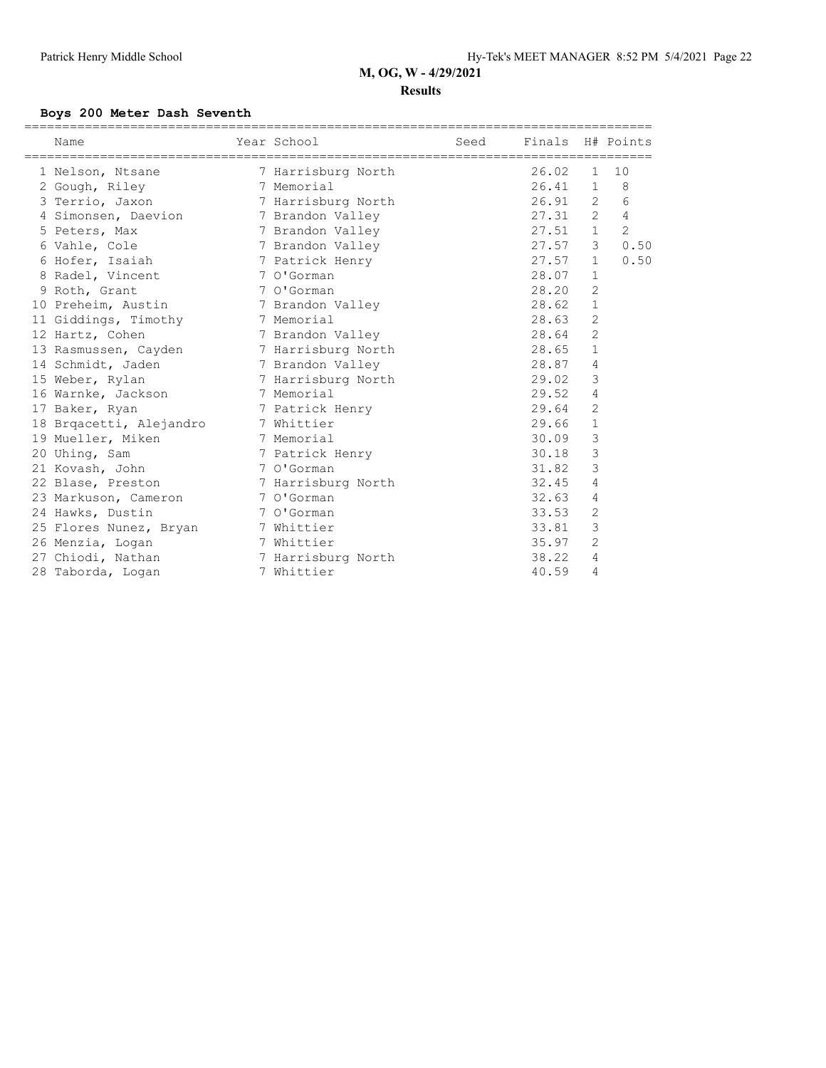## M, OG, W - 4/29/2021

### Results

**Boys 200 Meter Dash Seventh**

| Place | Name | Year | School | Seed | Finals | H# | Points |
|---|---|---|---|---|---|---|---|
| 1 | Nelson, Ntsane | 7 | Harrisburg North | | 26.02 | 1 | 10 |
| 2 | Gough, Riley | 7 | Memorial | | 26.41 | 1 | 8 |
| 3 | Terrio, Jaxon | 7 | Harrisburg North | | 26.91 | 2 | 6 |
| 4 | Simonsen, Daevion | 7 | Brandon Valley | | 27.31 | 2 | 4 |
| 5 | Peters, Max | 7 | Brandon Valley | | 27.51 | 1 | 2 |
| 6 | Vahle, Cole | 7 | Brandon Valley | | 27.57 | 3 | 0.50 |
| 6 | Hofer, Isaiah | 7 | Patrick Henry | | 27.57 | 1 | 0.50 |
| 8 | Radel, Vincent | 7 | O'Gorman | | 28.07 | 1 | |
| 9 | Roth, Grant | 7 | O'Gorman | | 28.20 | 2 | |
| 10 | Preheim, Austin | 7 | Brandon Valley | | 28.62 | 1 | |
| 11 | Giddings, Timothy | 7 | Memorial | | 28.63 | 2 | |
| 12 | Hartz, Cohen | 7 | Brandon Valley | | 28.64 | 2 | |
| 13 | Rasmussen, Cayden | 7 | Harrisburg North | | 28.65 | 1 | |
| 14 | Schmidt, Jaden | 7 | Brandon Valley | | 28.87 | 4 | |
| 15 | Weber, Rylan | 7 | Harrisburg North | | 29.02 | 3 | |
| 16 | Warnke, Jackson | 7 | Memorial | | 29.52 | 4 | |
| 17 | Baker, Ryan | 7 | Patrick Henry | | 29.64 | 2 | |
| 18 | Brqacetti, Alejandro | 7 | Whittier | | 29.66 | 1 | |
| 19 | Mueller, Miken | 7 | Memorial | | 30.09 | 3 | |
| 20 | Uhing, Sam | 7 | Patrick Henry | | 30.18 | 3 | |
| 21 | Kovash, John | 7 | O'Gorman | | 31.82 | 3 | |
| 22 | Blase, Preston | 7 | Harrisburg North | | 32.45 | 4 | |
| 23 | Markuson, Cameron | 7 | O'Gorman | | 32.63 | 4 | |
| 24 | Hawks, Dustin | 7 | O'Gorman | | 33.53 | 2 | |
| 25 | Flores Nunez, Bryan | 7 | Whittier | | 33.81 | 3 | |
| 26 | Menzia, Logan | 7 | Whittier | | 35.97 | 2 | |
| 27 | Chiodi, Nathan | 7 | Harrisburg North | | 38.22 | 4 | |
| 28 | Taborda, Logan | 7 | Whittier | | 40.59 | 4 | |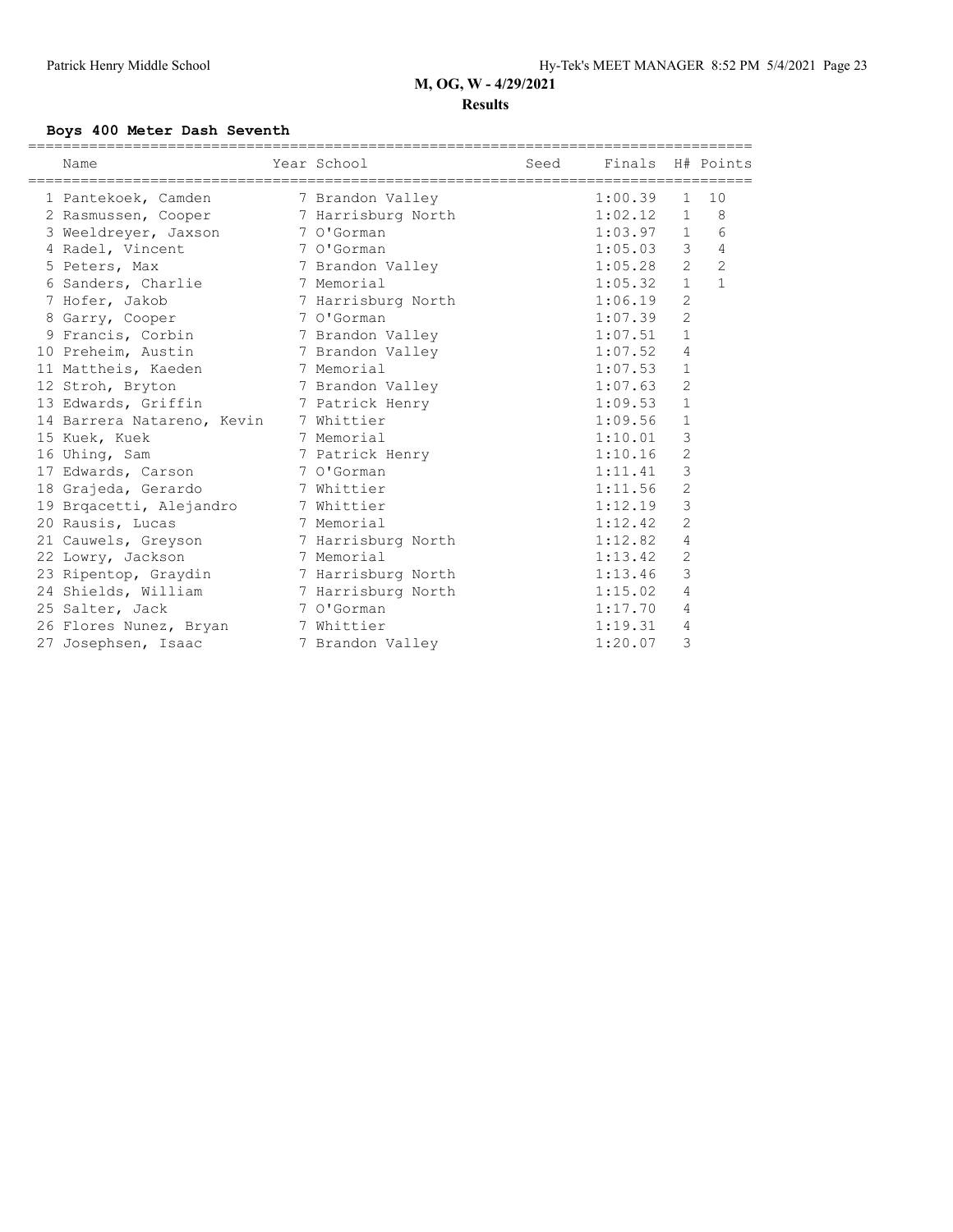## M, OG, W - 4/29/2021

### Results

**Boys 400 Meter Dash Seventh**

| | Name | Year | School | Seed | Finals | H# | Points |
|---|---|---|---|---|---|---|---|
| 1 | Pantekoek, Camden | 7 | Brandon Valley | | 1:00.39 | 1 | 10 |
| 2 | Rasmussen, Cooper | 7 | Harrisburg North | | 1:02.12 | 1 | 8 |
| 3 | Weeldreyer, Jaxson | 7 | O'Gorman | | 1:03.97 | 1 | 6 |
| 4 | Radel, Vincent | 7 | O'Gorman | | 1:05.03 | 3 | 4 |
| 5 | Peters, Max | 7 | Brandon Valley | | 1:05.28 | 2 | 2 |
| 6 | Sanders, Charlie | 7 | Memorial | | 1:05.32 | 1 | 1 |
| 7 | Hofer, Jakob | 7 | Harrisburg North | | 1:06.19 | 2 | |
| 8 | Garry, Cooper | 7 | O'Gorman | | 1:07.39 | 2 | |
| 9 | Francis, Corbin | 7 | Brandon Valley | | 1:07.51 | 1 | |
| 10 | Preheim, Austin | 7 | Brandon Valley | | 1:07.52 | 4 | |
| 11 | Mattheis, Kaeden | 7 | Memorial | | 1:07.53 | 1 | |
| 12 | Stroh, Bryton | 7 | Brandon Valley | | 1:07.63 | 2 | |
| 13 | Edwards, Griffin | 7 | Patrick Henry | | 1:09.53 | 1 | |
| 14 | Barrera Natareno, Kevin | 7 | Whittier | | 1:09.56 | 1 | |
| 15 | Kuek, Kuek | 7 | Memorial | | 1:10.01 | 3 | |
| 16 | Uhing, Sam | 7 | Patrick Henry | | 1:10.16 | 2 | |
| 17 | Edwards, Carson | 7 | O'Gorman | | 1:11.41 | 3 | |
| 18 | Grajeda, Gerardo | 7 | Whittier | | 1:11.56 | 2 | |
| 19 | Brqacetti, Alejandro | 7 | Whittier | | 1:12.19 | 3 | |
| 20 | Rausis, Lucas | 7 | Memorial | | 1:12.42 | 2 | |
| 21 | Cauwels, Greyson | 7 | Harrisburg North | | 1:12.82 | 4 | |
| 22 | Lowry, Jackson | 7 | Memorial | | 1:13.42 | 2 | |
| 23 | Ripentop, Graydin | 7 | Harrisburg North | | 1:13.46 | 3 | |
| 24 | Shields, William | 7 | Harrisburg North | | 1:15.02 | 4 | |
| 25 | Salter, Jack | 7 | O'Gorman | | 1:17.70 | 4 | |
| 26 | Flores Nunez, Bryan | 7 | Whittier | | 1:19.31 | 4 | |
| 27 | Josephsen, Isaac | 7 | Brandon Valley | | 1:20.07 | 3 | |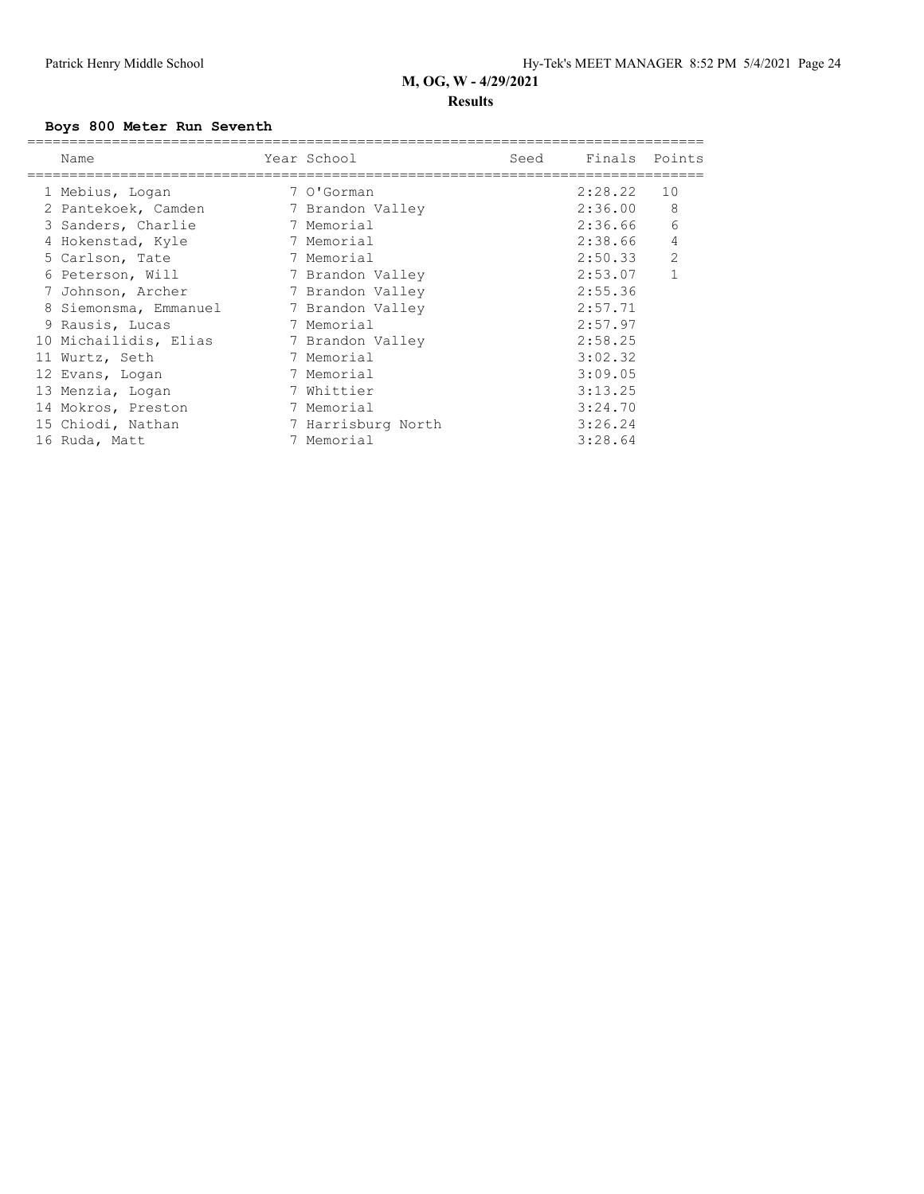## M, OG, W - 4/29/2021

### Results

**Boys 800 Meter Run Seventh**

| | Name | Year | School | Seed | Finals | Points |
|---|---|---|---|---|---|---|
| 1 | Mebius, Logan | 7 | O'Gorman | | 2:28.22 | 10 |
| 2 | Pantekoek, Camden | 7 | Brandon Valley | | 2:36.00 | 8 |
| 3 | Sanders, Charlie | 7 | Memorial | | 2:36.66 | 6 |
| 4 | Hokenstad, Kyle | 7 | Memorial | | 2:38.66 | 4 |
| 5 | Carlson, Tate | 7 | Memorial | | 2:50.33 | 2 |
| 6 | Peterson, Will | 7 | Brandon Valley | | 2:53.07 | 1 |
| 7 | Johnson, Archer | 7 | Brandon Valley | | 2:55.36 | |
| 8 | Siemonsma, Emmanuel | 7 | Brandon Valley | | 2:57.71 | |
| 9 | Rausis, Lucas | 7 | Memorial | | 2:57.97 | |
| 10 | Michailidis, Elias | 7 | Brandon Valley | | 2:58.25 | |
| 11 | Wurtz, Seth | 7 | Memorial | | 3:02.32 | |
| 12 | Evans, Logan | 7 | Memorial | | 3:09.05 | |
| 13 | Menzia, Logan | 7 | Whittier | | 3:13.25 | |
| 14 | Mokros, Preston | 7 | Memorial | | 3:24.70 | |
| 15 | Chiodi, Nathan | 7 | Harrisburg North | | 3:26.24 | |
| 16 | Ruda, Matt | 7 | Memorial | | 3:28.64 | |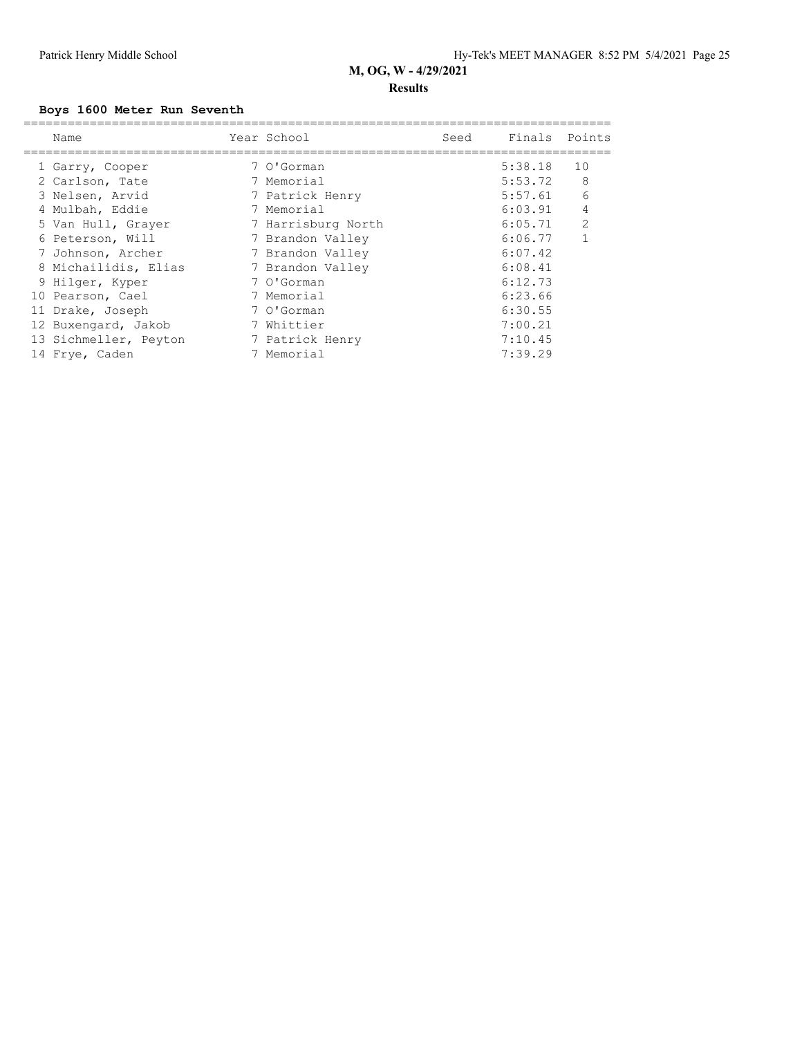## M, OG, W - 4/29/2021

### Results

#### Boys 1600 Meter Run Seventh

| | Name | Year | School | Seed | Finals | Points |
|---|---|---|---|---|---|---|
| 1 | Garry, Cooper | 7 | O'Gorman | | 5:38.18 | 10 |
| 2 | Carlson, Tate | 7 | Memorial | | 5:53.72 | 8 |
| 3 | Nelsen, Arvid | 7 | Patrick Henry | | 5:57.61 | 6 |
| 4 | Mulbah, Eddie | 7 | Memorial | | 6:03.91 | 4 |
| 5 | Van Hull, Grayer | 7 | Harrisburg North | | 6:05.71 | 2 |
| 6 | Peterson, Will | 7 | Brandon Valley | | 6:06.77 | 1 |
| 7 | Johnson, Archer | 7 | Brandon Valley | | 6:07.42 | |
| 8 | Michailidis, Elias | 7 | Brandon Valley | | 6:08.41 | |
| 9 | Hilger, Kyper | 7 | O'Gorman | | 6:12.73 | |
| 10 | Pearson, Cael | 7 | Memorial | | 6:23.66 | |
| 11 | Drake, Joseph | 7 | O'Gorman | | 6:30.55 | |
| 12 | Buxengard, Jakob | 7 | Whittier | | 7:00.21 | |
| 13 | Sichmeller, Peyton | 7 | Patrick Henry | | 7:10.45 | |
| 14 | Frye, Caden | 7 | Memorial | | 7:39.29 | |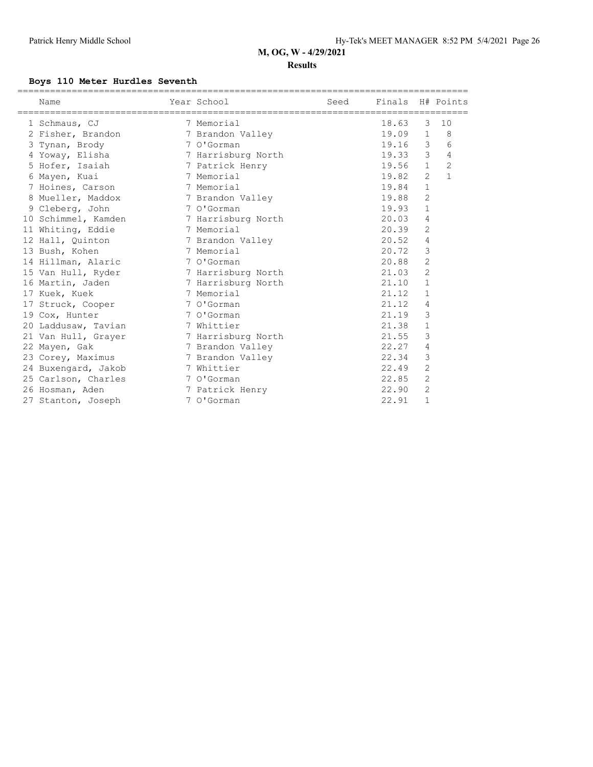**M, OG, W - 4/29/2021**

**Results**

### Boys 110 Meter Hurdles Seventh

| | Name | Year | School | Seed | Finals | H# | Points |
|---|---|---|---|---|---|---|---|
| 1 | Schmaus, CJ | 7 | Memorial | | 18.63 | 3 | 10 |
| 2 | Fisher, Brandon | 7 | Brandon Valley | | 19.09 | 1 | 8 |
| 3 | Tynan, Brody | 7 | O'Gorman | | 19.16 | 3 | 6 |
| 4 | Yoway, Elisha | 7 | Harrisburg North | | 19.33 | 3 | 4 |
| 5 | Hofer, Isaiah | 7 | Patrick Henry | | 19.56 | 1 | 2 |
| 6 | Mayen, Kuai | 7 | Memorial | | 19.82 | 2 | 1 |
| 7 | Hoines, Carson | 7 | Memorial | | 19.84 | 1 | |
| 8 | Mueller, Maddox | 7 | Brandon Valley | | 19.88 | 2 | |
| 9 | Cleberg, John | 7 | O'Gorman | | 19.93 | 1 | |
| 10 | Schimmel, Kamden | 7 | Harrisburg North | | 20.03 | 4 | |
| 11 | Whiting, Eddie | 7 | Memorial | | 20.39 | 2 | |
| 12 | Hall, Quinton | 7 | Brandon Valley | | 20.52 | 4 | |
| 13 | Bush, Kohen | 7 | Memorial | | 20.72 | 3 | |
| 14 | Hillman, Alaric | 7 | O'Gorman | | 20.88 | 2 | |
| 15 | Van Hull, Ryder | 7 | Harrisburg North | | 21.03 | 2 | |
| 16 | Martin, Jaden | 7 | Harrisburg North | | 21.10 | 1 | |
| 17 | Kuek, Kuek | 7 | Memorial | | 21.12 | 1 | |
| 17 | Struck, Cooper | 7 | O'Gorman | | 21.12 | 4 | |
| 19 | Cox, Hunter | 7 | O'Gorman | | 21.19 | 3 | |
| 20 | Laddusaw, Tavian | 7 | Whittier | | 21.38 | 1 | |
| 21 | Van Hull, Grayer | 7 | Harrisburg North | | 21.55 | 3 | |
| 22 | Mayen, Gak | 7 | Brandon Valley | | 22.27 | 4 | |
| 23 | Corey, Maximus | 7 | Brandon Valley | | 22.34 | 3 | |
| 24 | Buxengard, Jakob | 7 | Whittier | | 22.49 | 2 | |
| 25 | Carlson, Charles | 7 | O'Gorman | | 22.85 | 2 | |
| 26 | Hosman, Aden | 7 | Patrick Henry | | 22.90 | 2 | |
| 27 | Stanton, Joseph | 7 | O'Gorman | | 22.91 | 1 | |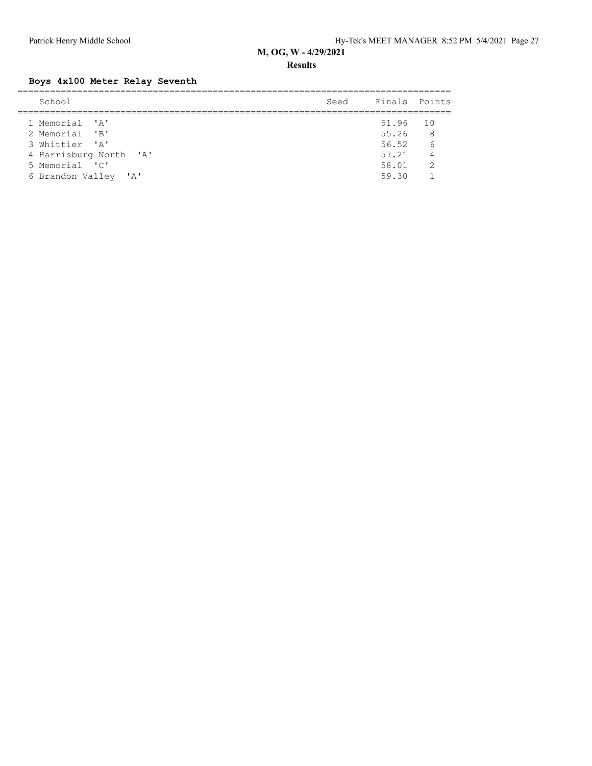**M, OG, W - 4/29/2021**

**Results**

### Boys 4x100 Meter Relay Seventh

| | School | Seed | Finals | Points |
|---|---|---|---|---|
| 1 | Memorial 'A' | | 51.96 | 10 |
| 2 | Memorial 'B' | | 55.26 | 8 |
| 3 | Whittier 'A' | | 56.52 | 6 |
| 4 | Harrisburg North 'A' | | 57.21 | 4 |
| 5 | Memorial 'C' | | 58.01 | 2 |
| 6 | Brandon Valley 'A' | | 59.30 | 1 |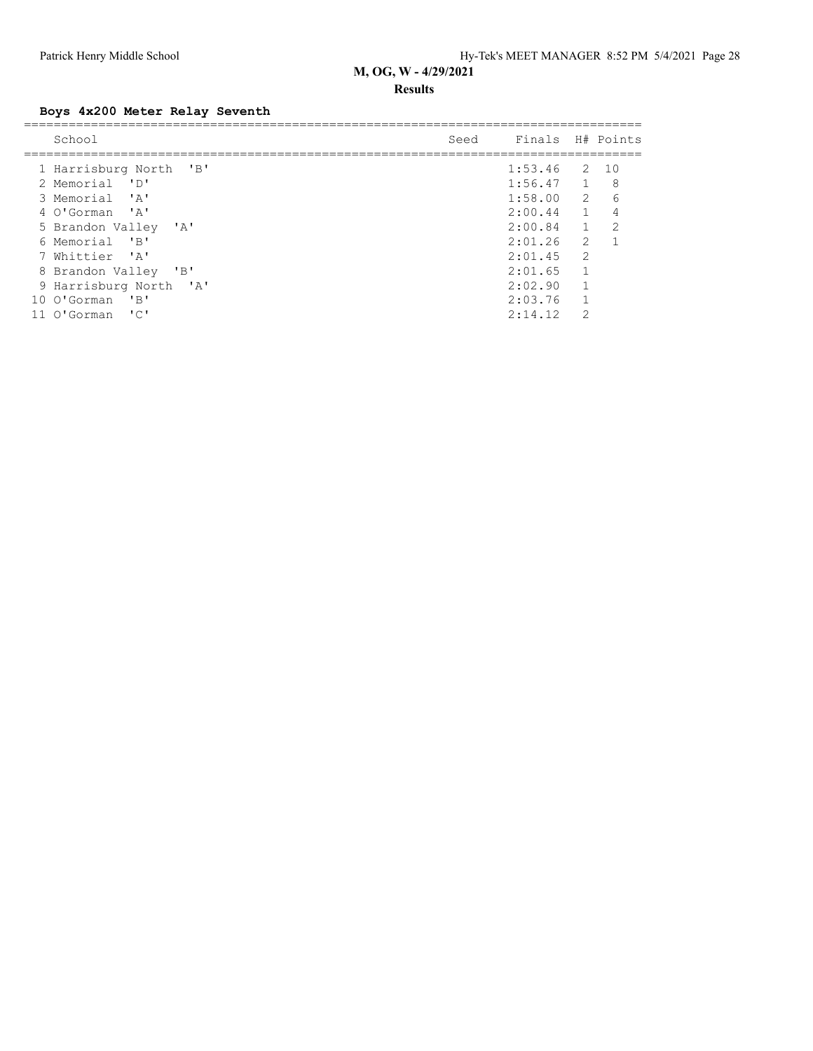**M, OG, W - 4/29/2021**

**Results**

### Boys 4x200 Meter Relay Seventh

| | School | Seed | Finals | H# | Points |
|---|---|---|---|---|---|
| 1 | Harrisburg North 'B' | | 1:53.46 | 2 | 10 |
| 2 | Memorial 'D' | | 1:56.47 | 1 | 8 |
| 3 | Memorial 'A' | | 1:58.00 | 2 | 6 |
| 4 | O'Gorman 'A' | | 2:00.44 | 1 | 4 |
| 5 | Brandon Valley 'A' | | 2:00.84 | 1 | 2 |
| 6 | Memorial 'B' | | 2:01.26 | 2 | 1 |
| 7 | Whittier 'A' | | 2:01.45 | 2 | |
| 8 | Brandon Valley 'B' | | 2:01.65 | 1 | |
| 9 | Harrisburg North 'A' | | 2:02.90 | 1 | |
| 10 | O'Gorman 'B' | | 2:03.76 | 1 | |
| 11 | O'Gorman 'C' | | 2:14.12 | 2 | |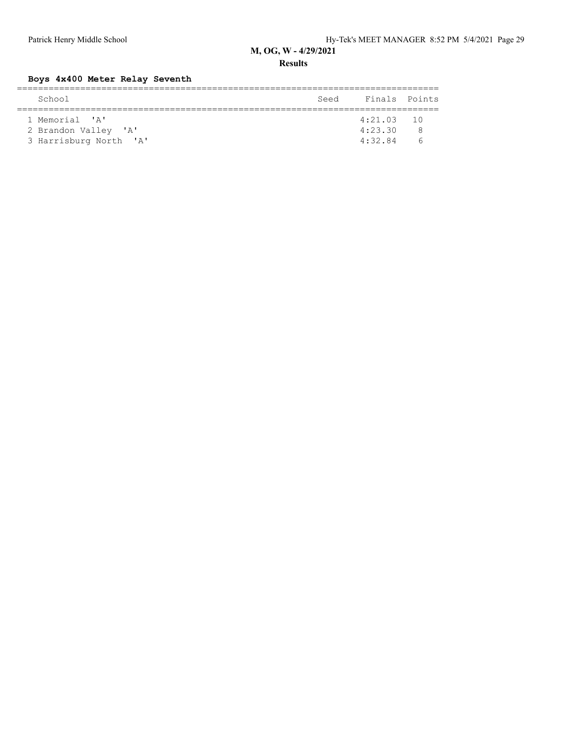## M, OG, W - 4/29/2021

### Results

**Boys 4x400 Meter Relay Seventh**

| | School | Seed | Finals | Points |
|---|---|---|---|---|
| 1 | Memorial 'A' | | 4:21.03 | 10 |
| 2 | Brandon Valley 'A' | | 4:23.30 | 8 |
| 3 | Harrisburg North 'A' | | 4:32.84 | 6 |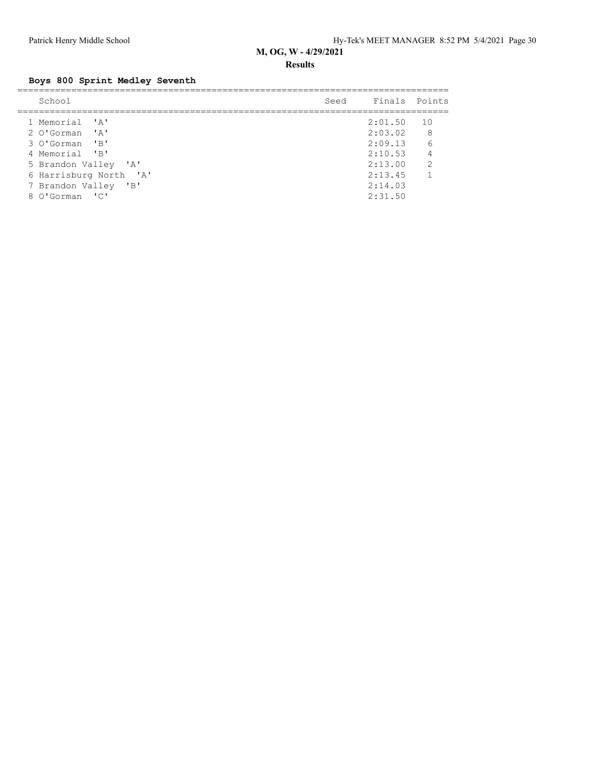## M, OG, W - 4/29/2021

### Results

**Boys 800 Sprint Medley Seventh**

| | School | Seed | Finals | Points |
|---|---|---|---|---|
| 1 | Memorial 'A' | | 2:01.50 | 10 |
| 2 | O'Gorman 'A' | | 2:03.02 | 8 |
| 3 | O'Gorman 'B' | | 2:09.13 | 6 |
| 4 | Memorial 'B' | | 2:10.53 | 4 |
| 5 | Brandon Valley 'A' | | 2:13.00 | 2 |
| 6 | Harrisburg North 'A' | | 2:13.45 | 1 |
| 7 | Brandon Valley 'B' | | 2:14.03 | |
| 8 | O'Gorman 'C' | | 2:31.50 | |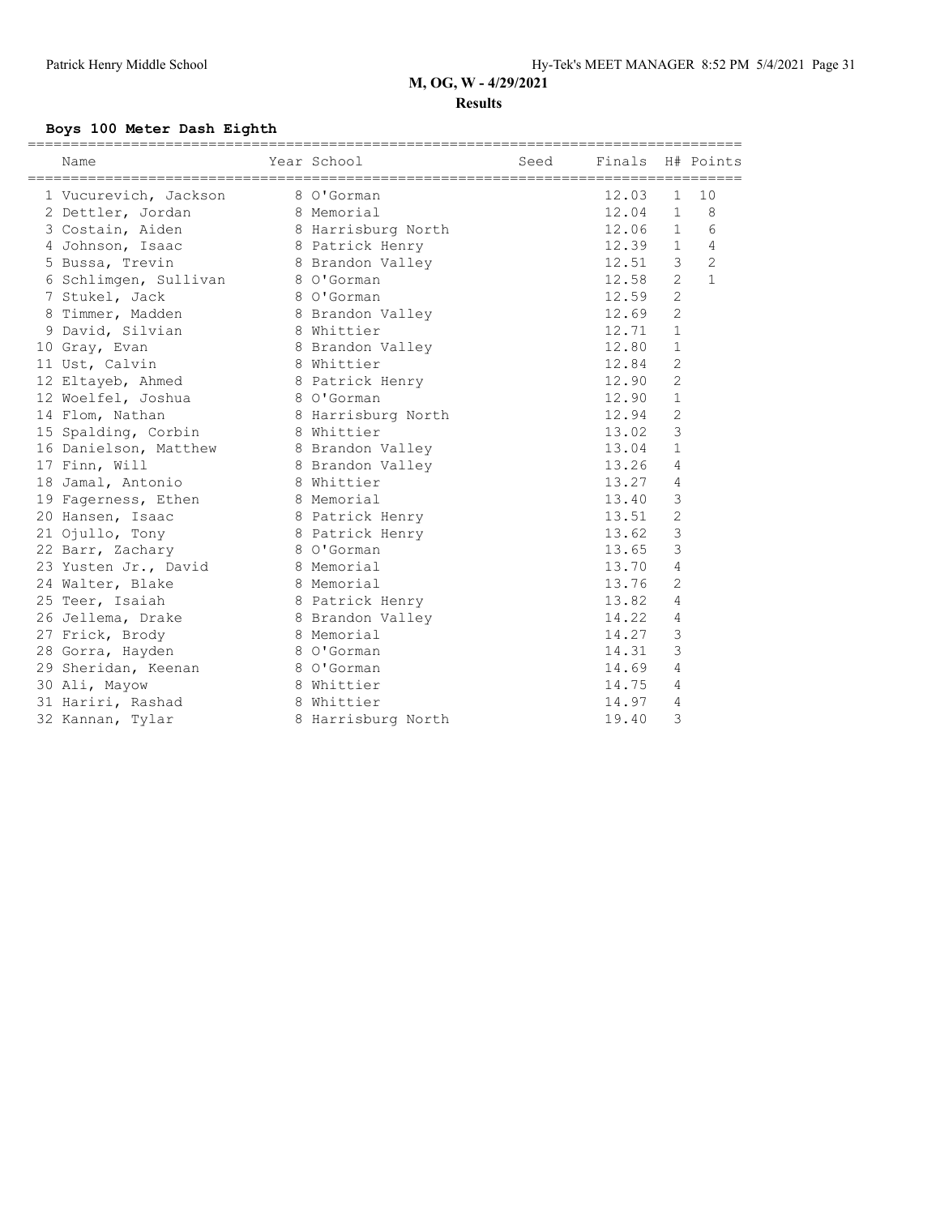**M, OG, W - 4/29/2021**

**Results**

### Boys 100 Meter Dash Eighth

| Place | Name | Year | School | Seed | Finals | H# | Points |
|---|---|---|---|---|---|---|---|
| 1 | Vucurevich, Jackson | 8 | O'Gorman | | 12.03 | 1 | 10 |
| 2 | Dettler, Jordan | 8 | Memorial | | 12.04 | 1 | 8 |
| 3 | Costain, Aiden | 8 | Harrisburg North | | 12.06 | 1 | 6 |
| 4 | Johnson, Isaac | 8 | Patrick Henry | | 12.39 | 1 | 4 |
| 5 | Bussa, Trevin | 8 | Brandon Valley | | 12.51 | 3 | 2 |
| 6 | Schlimgen, Sullivan | 8 | O'Gorman | | 12.58 | 2 | 1 |
| 7 | Stukel, Jack | 8 | O'Gorman | | 12.59 | 2 | |
| 8 | Timmer, Madden | 8 | Brandon Valley | | 12.69 | 2 | |
| 9 | David, Silvian | 8 | Whittier | | 12.71 | 1 | |
| 10 | Gray, Evan | 8 | Brandon Valley | | 12.80 | 1 | |
| 11 | Ust, Calvin | 8 | Whittier | | 12.84 | 2 | |
| 12 | Eltayeb, Ahmed | 8 | Patrick Henry | | 12.90 | 2 | |
| 12 | Woelfel, Joshua | 8 | O'Gorman | | 12.90 | 1 | |
| 14 | Flom, Nathan | 8 | Harrisburg North | | 12.94 | 2 | |
| 15 | Spalding, Corbin | 8 | Whittier | | 13.02 | 3 | |
| 16 | Danielson, Matthew | 8 | Brandon Valley | | 13.04 | 1 | |
| 17 | Finn, Will | 8 | Brandon Valley | | 13.26 | 4 | |
| 18 | Jamal, Antonio | 8 | Whittier | | 13.27 | 4 | |
| 19 | Fagerness, Ethen | 8 | Memorial | | 13.40 | 3 | |
| 20 | Hansen, Isaac | 8 | Patrick Henry | | 13.51 | 2 | |
| 21 | Ojullo, Tony | 8 | Patrick Henry | | 13.62 | 3 | |
| 22 | Barr, Zachary | 8 | O'Gorman | | 13.65 | 3 | |
| 23 | Yusten Jr., David | 8 | Memorial | | 13.70 | 4 | |
| 24 | Walter, Blake | 8 | Memorial | | 13.76 | 2 | |
| 25 | Teer, Isaiah | 8 | Patrick Henry | | 13.82 | 4 | |
| 26 | Jellema, Drake | 8 | Brandon Valley | | 14.22 | 4 | |
| 27 | Frick, Brody | 8 | Memorial | | 14.27 | 3 | |
| 28 | Gorra, Hayden | 8 | O'Gorman | | 14.31 | 3 | |
| 29 | Sheridan, Keenan | 8 | O'Gorman | | 14.69 | 4 | |
| 30 | Ali, Mayow | 8 | Whittier | | 14.75 | 4 | |
| 31 | Hariri, Rashad | 8 | Whittier | | 14.97 | 4 | |
| 32 | Kannan, Tylar | 8 | Harrisburg North | | 19.40 | 3 | |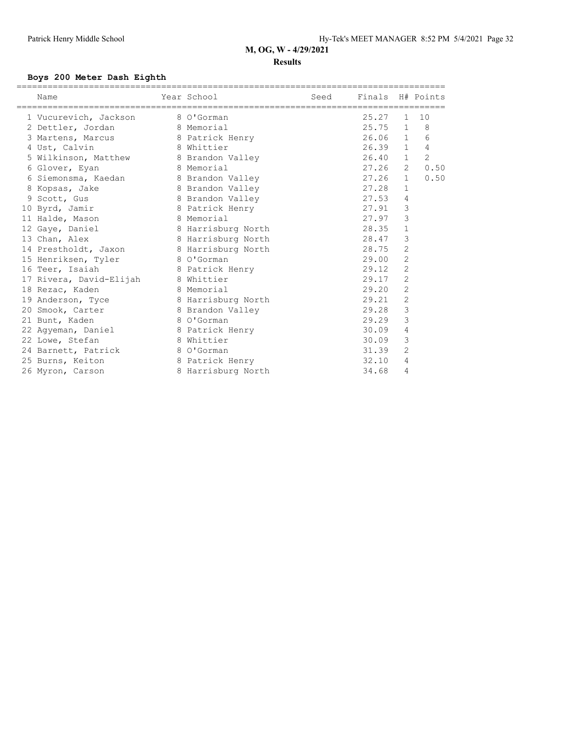## M, OG, W - 4/29/2021

**Results**

### Boys 200 Meter Dash Eighth

| Place | Name | Year | School | Seed | Finals | H# | Points |
|---|---|---|---|---|---|---|---|
| 1 | Vucurevich, Jackson | 8 | O'Gorman | | 25.27 | 1 | 10 |
| 2 | Dettler, Jordan | 8 | Memorial | | 25.75 | 1 | 8 |
| 3 | Martens, Marcus | 8 | Patrick Henry | | 26.06 | 1 | 6 |
| 4 | Ust, Calvin | 8 | Whittier | | 26.39 | 1 | 4 |
| 5 | Wilkinson, Matthew | 8 | Brandon Valley | | 26.40 | 1 | 2 |
| 6 | Glover, Eyan | 8 | Memorial | | 27.26 | 2 | 0.50 |
| 6 | Siemonsma, Kaedan | 8 | Brandon Valley | | 27.26 | 1 | 0.50 |
| 8 | Kopsas, Jake | 8 | Brandon Valley | | 27.28 | 1 | |
| 9 | Scott, Gus | 8 | Brandon Valley | | 27.53 | 4 | |
| 10 | Byrd, Jamir | 8 | Patrick Henry | | 27.91 | 3 | |
| 11 | Halde, Mason | 8 | Memorial | | 27.97 | 3 | |
| 12 | Gaye, Daniel | 8 | Harrisburg North | | 28.35 | 1 | |
| 13 | Chan, Alex | 8 | Harrisburg North | | 28.47 | 3 | |
| 14 | Prestholdt, Jaxon | 8 | Harrisburg North | | 28.75 | 2 | |
| 15 | Henriksen, Tyler | 8 | O'Gorman | | 29.00 | 2 | |
| 16 | Teer, Isaiah | 8 | Patrick Henry | | 29.12 | 2 | |
| 17 | Rivera, David-Elijah | 8 | Whittier | | 29.17 | 2 | |
| 18 | Rezac, Kaden | 8 | Memorial | | 29.20 | 2 | |
| 19 | Anderson, Tyce | 8 | Harrisburg North | | 29.21 | 2 | |
| 20 | Smook, Carter | 8 | Brandon Valley | | 29.28 | 3 | |
| 21 | Bunt, Kaden | 8 | O'Gorman | | 29.29 | 3 | |
| 22 | Agyeman, Daniel | 8 | Patrick Henry | | 30.09 | 4 | |
| 22 | Lowe, Stefan | 8 | Whittier | | 30.09 | 3 | |
| 24 | Barnett, Patrick | 8 | O'Gorman | | 31.39 | 2 | |
| 25 | Burns, Keiton | 8 | Patrick Henry | | 32.10 | 4 | |
| 26 | Myron, Carson | 8 | Harrisburg North | | 34.68 | 4 | |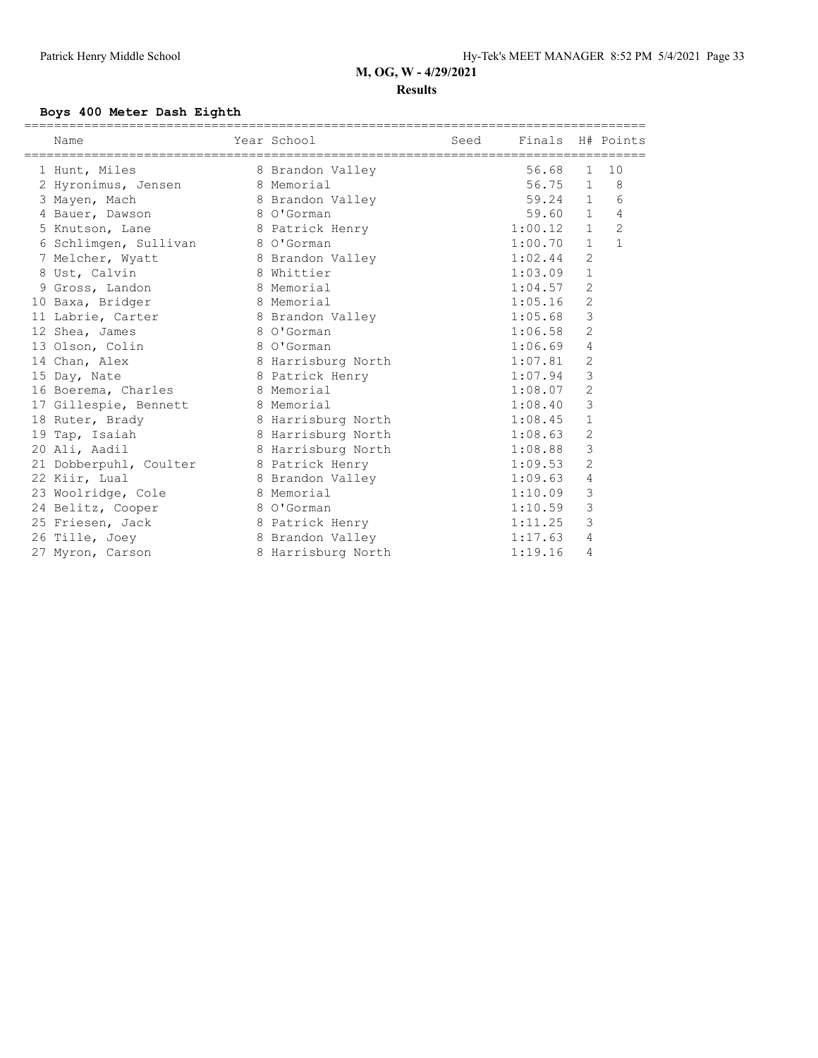## M, OG, W - 4/29/2021

### Results

**Boys 400 Meter Dash Eighth**

| | Name | Year | School | Seed | Finals | H# | Points |
|---|---|---|---|---|---|---|---|
| 1 | Hunt, Miles | 8 | Brandon Valley | | 56.68 | 1 | 10 |
| 2 | Hyronimus, Jensen | 8 | Memorial | | 56.75 | 1 | 8 |
| 3 | Mayen, Mach | 8 | Brandon Valley | | 59.24 | 1 | 6 |
| 4 | Bauer, Dawson | 8 | O'Gorman | | 59.60 | 1 | 4 |
| 5 | Knutson, Lane | 8 | Patrick Henry | | 1:00.12 | 1 | 2 |
| 6 | Schlimgen, Sullivan | 8 | O'Gorman | | 1:00.70 | 1 | 1 |
| 7 | Melcher, Wyatt | 8 | Brandon Valley | | 1:02.44 | 2 | |
| 8 | Ust, Calvin | 8 | Whittier | | 1:03.09 | 1 | |
| 9 | Gross, Landon | 8 | Memorial | | 1:04.57 | 2 | |
| 10 | Baxa, Bridger | 8 | Memorial | | 1:05.16 | 2 | |
| 11 | Labrie, Carter | 8 | Brandon Valley | | 1:05.68 | 3 | |
| 12 | Shea, James | 8 | O'Gorman | | 1:06.58 | 2 | |
| 13 | Olson, Colin | 8 | O'Gorman | | 1:06.69 | 4 | |
| 14 | Chan, Alex | 8 | Harrisburg North | | 1:07.81 | 2 | |
| 15 | Day, Nate | 8 | Patrick Henry | | 1:07.94 | 3 | |
| 16 | Boerema, Charles | 8 | Memorial | | 1:08.07 | 2 | |
| 17 | Gillespie, Bennett | 8 | Memorial | | 1:08.40 | 3 | |
| 18 | Ruter, Brady | 8 | Harrisburg North | | 1:08.45 | 1 | |
| 19 | Tap, Isaiah | 8 | Harrisburg North | | 1:08.63 | 2 | |
| 20 | Ali, Aadil | 8 | Harrisburg North | | 1:08.88 | 3 | |
| 21 | Dobberpuhl, Coulter | 8 | Patrick Henry | | 1:09.53 | 2 | |
| 22 | Kiir, Lual | 8 | Brandon Valley | | 1:09.63 | 4 | |
| 23 | Woolridge, Cole | 8 | Memorial | | 1:10.09 | 3 | |
| 24 | Belitz, Cooper | 8 | O'Gorman | | 1:10.59 | 3 | |
| 25 | Friesen, Jack | 8 | Patrick Henry | | 1:11.25 | 3 | |
| 26 | Tille, Joey | 8 | Brandon Valley | | 1:17.63 | 4 | |
| 27 | Myron, Carson | 8 | Harrisburg North | | 1:19.16 | 4 | |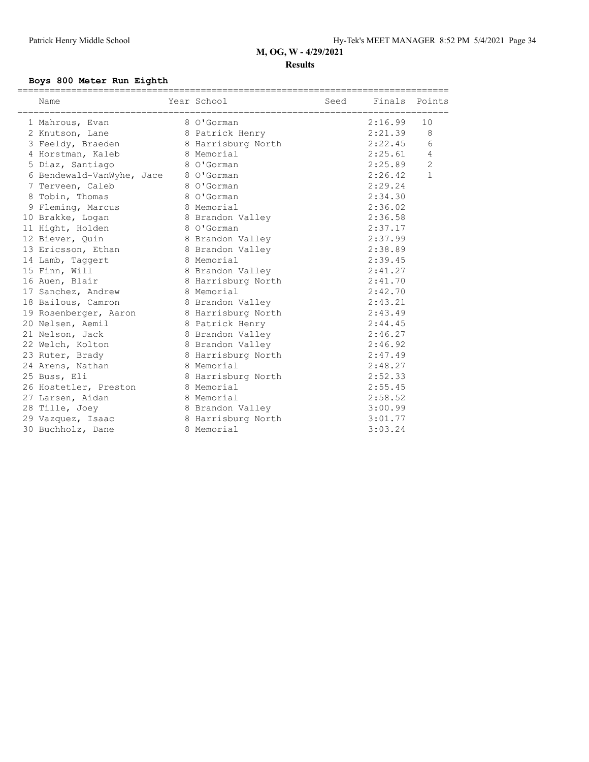## M, OG, W - 4/29/2021

### Results

#### Boys 800 Meter Run Eighth

| Name | Year | School | Seed | Finals | Points |
|---|---|---|---|---|---|
| 1 Mahrous, Evan | 8 | O'Gorman | | 2:16.99 | 10 |
| 2 Knutson, Lane | 8 | Patrick Henry | | 2:21.39 | 8 |
| 3 Feeldy, Braeden | 8 | Harrisburg North | | 2:22.45 | 6 |
| 4 Horstman, Kaleb | 8 | Memorial | | 2:25.61 | 4 |
| 5 Diaz, Santiago | 8 | O'Gorman | | 2:25.89 | 2 |
| 6 Bendewald-VanWyhe, Jace | 8 | O'Gorman | | 2:26.42 | 1 |
| 7 Terveen, Caleb | 8 | O'Gorman | | 2:29.24 | |
| 8 Tobin, Thomas | 8 | O'Gorman | | 2:34.30 | |
| 9 Fleming, Marcus | 8 | Memorial | | 2:36.02 | |
| 10 Brakke, Logan | 8 | Brandon Valley | | 2:36.58 | |
| 11 Hight, Holden | 8 | O'Gorman | | 2:37.17 | |
| 12 Biever, Quin | 8 | Brandon Valley | | 2:37.99 | |
| 13 Ericsson, Ethan | 8 | Brandon Valley | | 2:38.89 | |
| 14 Lamb, Taggert | 8 | Memorial | | 2:39.45 | |
| 15 Finn, Will | 8 | Brandon Valley | | 2:41.27 | |
| 16 Auen, Blair | 8 | Harrisburg North | | 2:41.70 | |
| 17 Sanchez, Andrew | 8 | Memorial | | 2:42.70 | |
| 18 Bailous, Camron | 8 | Brandon Valley | | 2:43.21 | |
| 19 Rosenberger, Aaron | 8 | Harrisburg North | | 2:43.49 | |
| 20 Nelsen, Aemil | 8 | Patrick Henry | | 2:44.45 | |
| 21 Nelson, Jack | 8 | Brandon Valley | | 2:46.27 | |
| 22 Welch, Kolton | 8 | Brandon Valley | | 2:46.92 | |
| 23 Ruter, Brady | 8 | Harrisburg North | | 2:47.49 | |
| 24 Arens, Nathan | 8 | Memorial | | 2:48.27 | |
| 25 Buss, Eli | 8 | Harrisburg North | | 2:52.33 | |
| 26 Hostetler, Preston | 8 | Memorial | | 2:55.45 | |
| 27 Larsen, Aidan | 8 | Memorial | | 2:58.52 | |
| 28 Tille, Joey | 8 | Brandon Valley | | 3:00.99 | |
| 29 Vazquez, Isaac | 8 | Harrisburg North | | 3:01.77 | |
| 30 Buchholz, Dane | 8 | Memorial | | 3:03.24 | |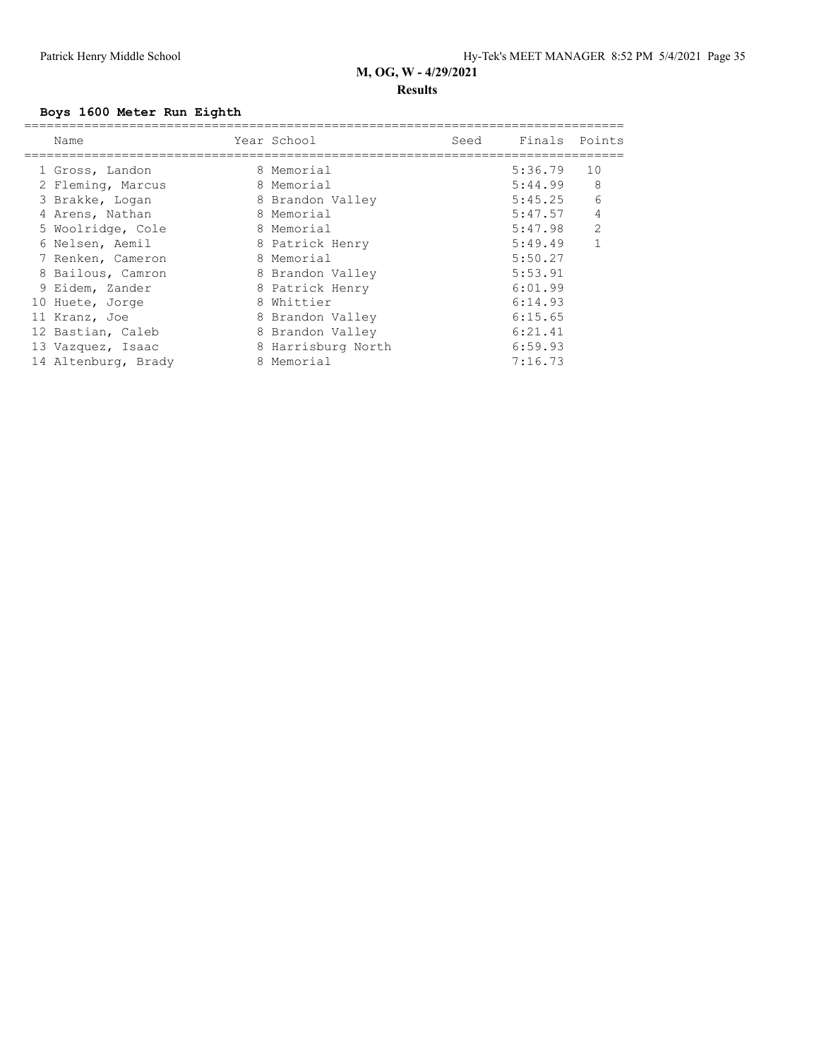## M, OG, W - 4/29/2021

### Results

**Boys 1600 Meter Run Eighth**

| | Name | Year | School | Seed | Finals | Points |
|---|---|---|---|---|---|---|
| 1 | Gross, Landon | 8 | Memorial | | 5:36.79 | 10 |
| 2 | Fleming, Marcus | 8 | Memorial | | 5:44.99 | 8 |
| 3 | Brakke, Logan | 8 | Brandon Valley | | 5:45.25 | 6 |
| 4 | Arens, Nathan | 8 | Memorial | | 5:47.57 | 4 |
| 5 | Woolridge, Cole | 8 | Memorial | | 5:47.98 | 2 |
| 6 | Nelsen, Aemil | 8 | Patrick Henry | | 5:49.49 | 1 |
| 7 | Renken, Cameron | 8 | Memorial | | 5:50.27 | |
| 8 | Bailous, Camron | 8 | Brandon Valley | | 5:53.91 | |
| 9 | Eidem, Zander | 8 | Patrick Henry | | 6:01.99 | |
| 10 | Huete, Jorge | 8 | Whittier | | 6:14.93 | |
| 11 | Kranz, Joe | 8 | Brandon Valley | | 6:15.65 | |
| 12 | Bastian, Caleb | 8 | Brandon Valley | | 6:21.41 | |
| 13 | Vazquez, Isaac | 8 | Harrisburg North | | 6:59.93 | |
| 14 | Altenburg, Brady | 8 | Memorial | | 7:16.73 | |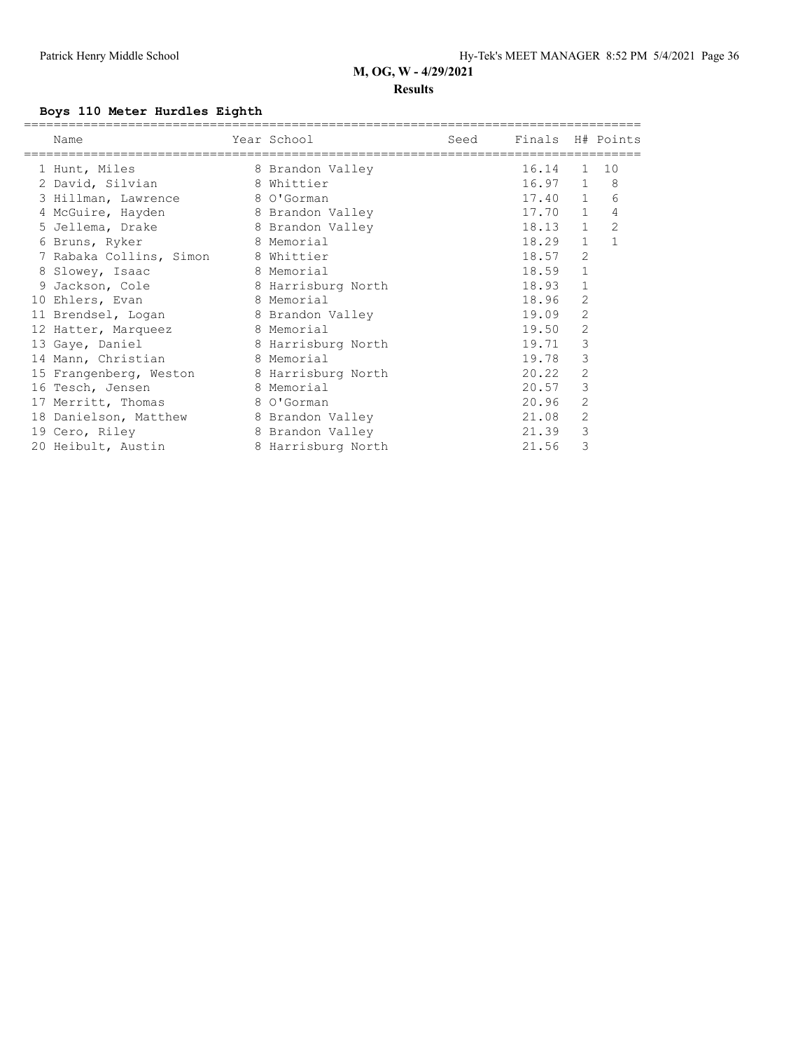**M, OG, W - 4/29/2021**

**Results**

### Boys 110 Meter Hurdles Eighth

| | Name | Year | School | Seed | Finals | H# | Points |
|---|---|---|---|---|---|---|---|
| 1 | Hunt, Miles | 8 | Brandon Valley | | 16.14 | 1 | 10 |
| 2 | David, Silvian | 8 | Whittier | | 16.97 | 1 | 8 |
| 3 | Hillman, Lawrence | 8 | O'Gorman | | 17.40 | 1 | 6 |
| 4 | McGuire, Hayden | 8 | Brandon Valley | | 17.70 | 1 | 4 |
| 5 | Jellema, Drake | 8 | Brandon Valley | | 18.13 | 1 | 2 |
| 6 | Bruns, Ryker | 8 | Memorial | | 18.29 | 1 | 1 |
| 7 | Rabaka Collins, Simon | 8 | Whittier | | 18.57 | 2 | |
| 8 | Slowey, Isaac | 8 | Memorial | | 18.59 | 1 | |
| 9 | Jackson, Cole | 8 | Harrisburg North | | 18.93 | 1 | |
| 10 | Ehlers, Evan | 8 | Memorial | | 18.96 | 2 | |
| 11 | Brendsel, Logan | 8 | Brandon Valley | | 19.09 | 2 | |
| 12 | Hatter, Marqueez | 8 | Memorial | | 19.50 | 2 | |
| 13 | Gaye, Daniel | 8 | Harrisburg North | | 19.71 | 3 | |
| 14 | Mann, Christian | 8 | Memorial | | 19.78 | 3 | |
| 15 | Frangenberg, Weston | 8 | Harrisburg North | | 20.22 | 2 | |
| 16 | Tesch, Jensen | 8 | Memorial | | 20.57 | 3 | |
| 17 | Merritt, Thomas | 8 | O'Gorman | | 20.96 | 2 | |
| 18 | Danielson, Matthew | 8 | Brandon Valley | | 21.08 | 2 | |
| 19 | Cero, Riley | 8 | Brandon Valley | | 21.39 | 3 | |
| 20 | Heibult, Austin | 8 | Harrisburg North | | 21.56 | 3 | |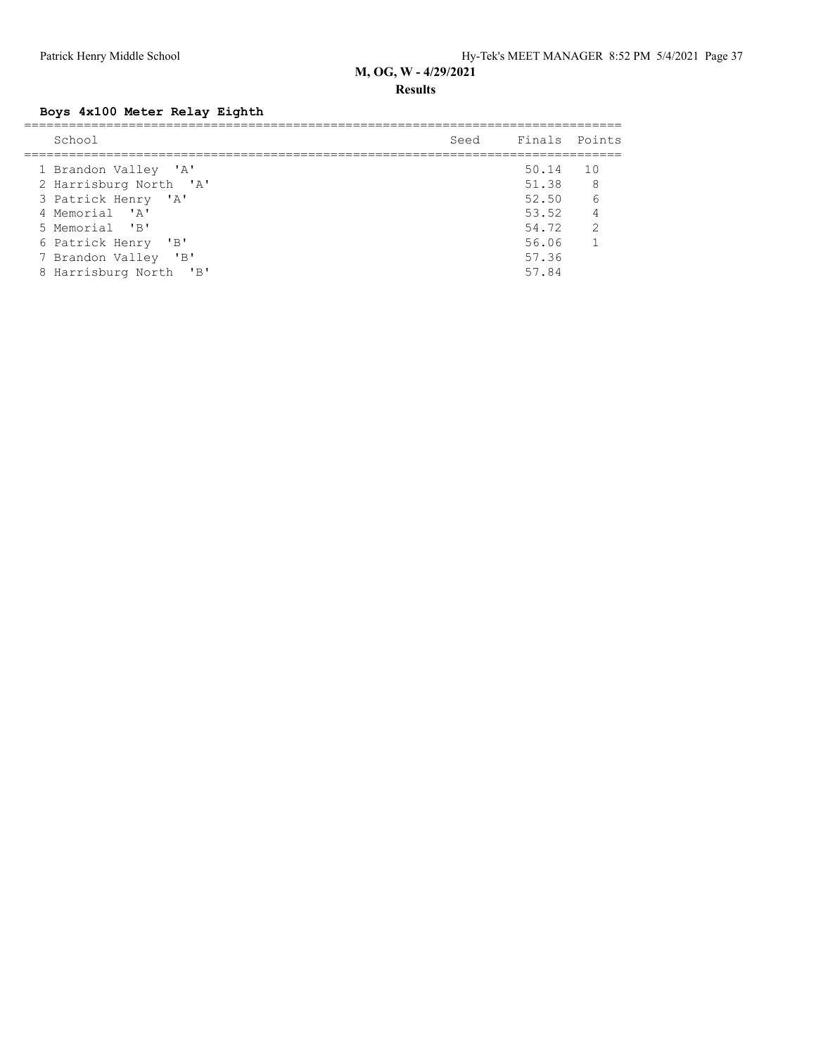## M, OG, W - 4/29/2021

### Results

**Boys 4x100 Meter Relay Eighth**

| | School | Seed | Finals | Points |
|---|---|---|---|---|
| 1 | Brandon Valley 'A' | | 50.14 | 10 |
| 2 | Harrisburg North 'A' | | 51.38 | 8 |
| 3 | Patrick Henry 'A' | | 52.50 | 6 |
| 4 | Memorial 'A' | | 53.52 | 4 |
| 5 | Memorial 'B' | | 54.72 | 2 |
| 6 | Patrick Henry 'B' | | 56.06 | 1 |
| 7 | Brandon Valley 'B' | | 57.36 | |
| 8 | Harrisburg North 'B' | | 57.84 | |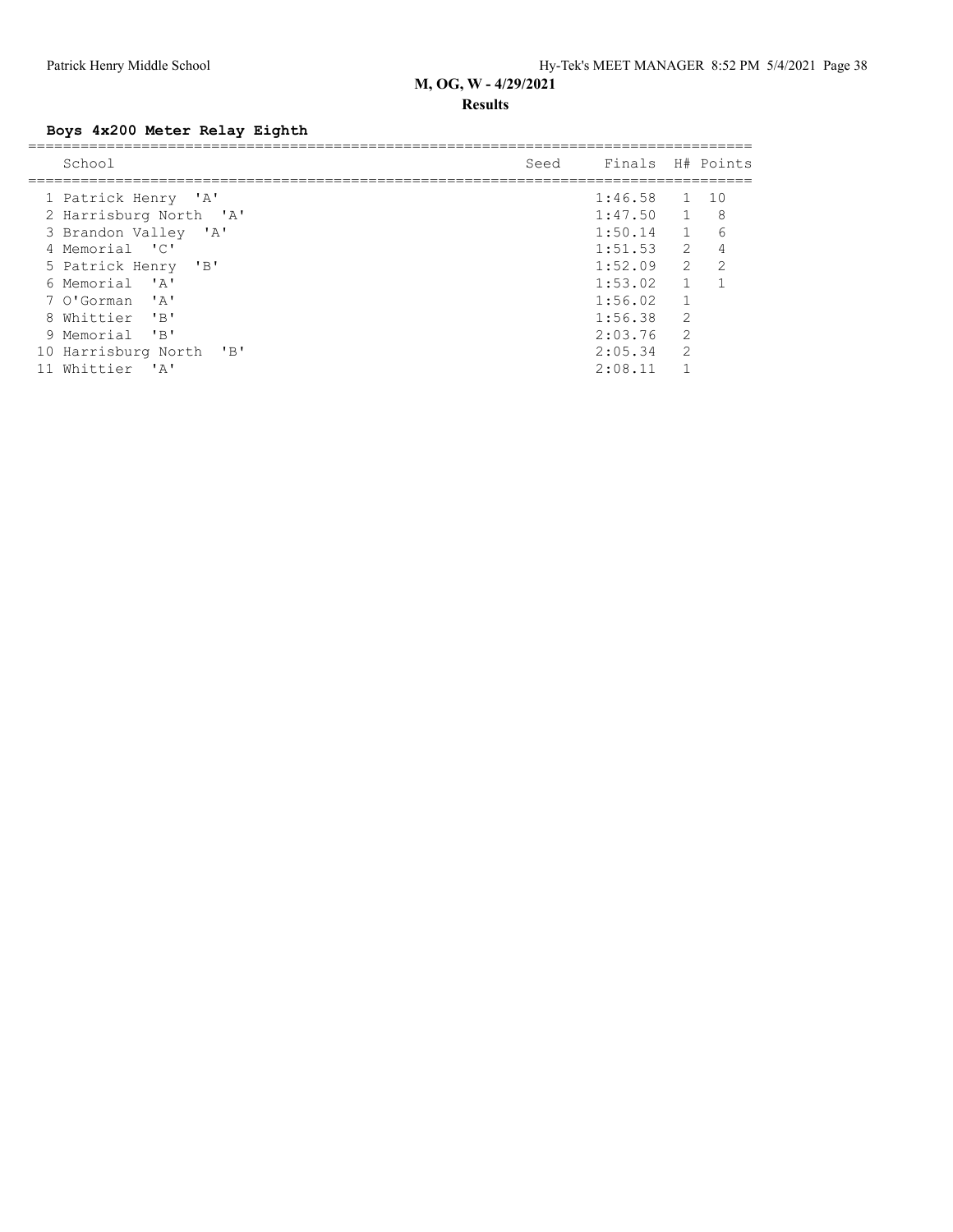**M, OG, W - 4/29/2021**

**Results**

### Boys 4x200 Meter Relay Eighth

| | School | Seed | Finals | H# | Points |
|---|---|---|---|---|---|
| 1 | Patrick Henry 'A' | | 1:46.58 | 1 | 10 |
| 2 | Harrisburg North 'A' | | 1:47.50 | 1 | 8 |
| 3 | Brandon Valley 'A' | | 1:50.14 | 1 | 6 |
| 4 | Memorial 'C' | | 1:51.53 | 2 | 4 |
| 5 | Patrick Henry 'B' | | 1:52.09 | 2 | 2 |
| 6 | Memorial 'A' | | 1:53.02 | 1 | 1 |
| 7 | O'Gorman 'A' | | 1:56.02 | 1 | |
| 8 | Whittier 'B' | | 1:56.38 | 2 | |
| 9 | Memorial 'B' | | 2:03.76 | 2 | |
| 10 | Harrisburg North 'B' | | 2:05.34 | 2 | |
| 11 | Whittier 'A' | | 2:08.11 | 1 | |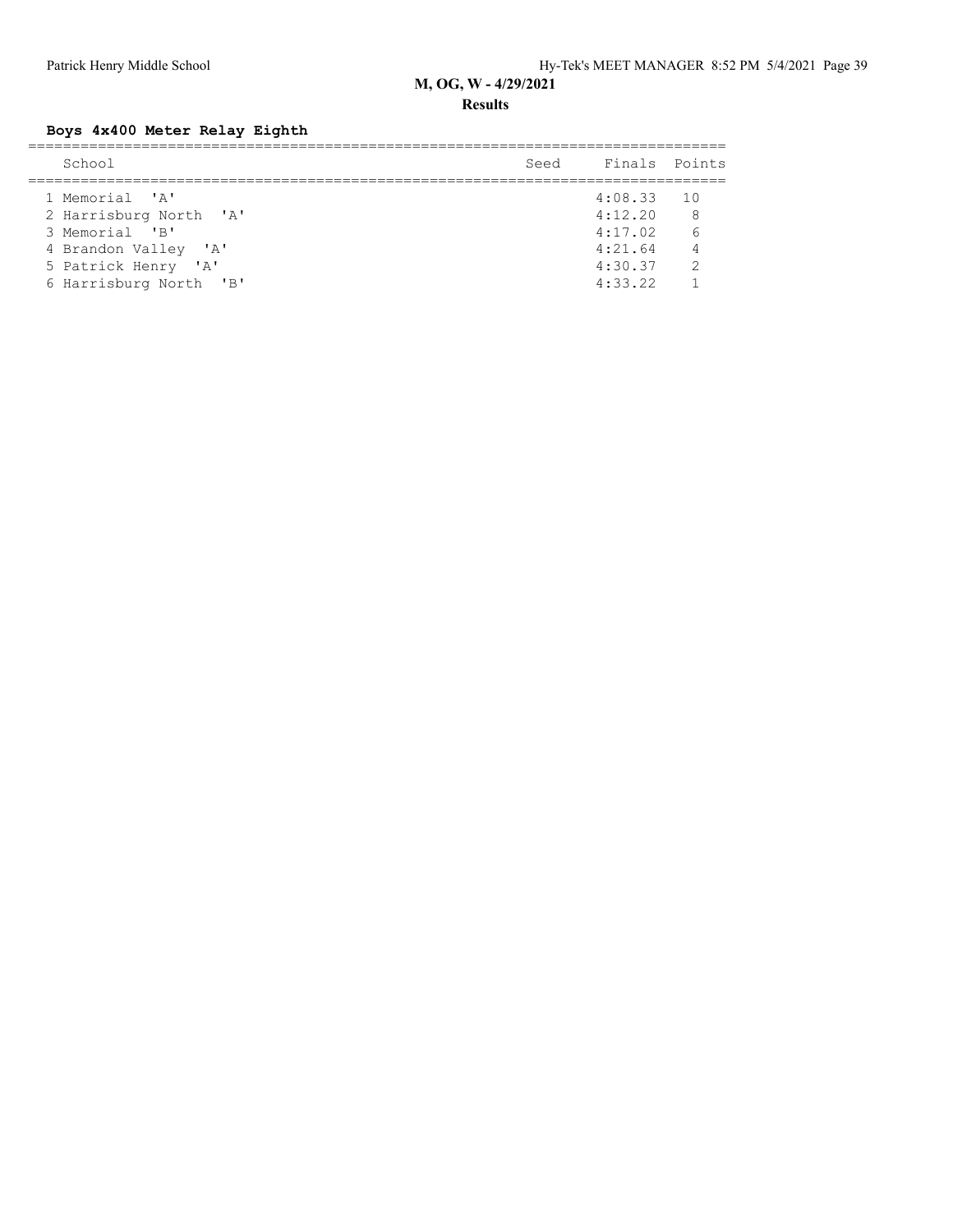**M, OG, W - 4/29/2021**

**Results**

### Boys 4x400 Meter Relay Eighth

| | School | Seed | Finals | Points |
|---|---|---|---|---|
| 1 | Memorial 'A' | | 4:08.33 | 10 |
| 2 | Harrisburg North 'A' | | 4:12.20 | 8 |
| 3 | Memorial 'B' | | 4:17.02 | 6 |
| 4 | Brandon Valley 'A' | | 4:21.64 | 4 |
| 5 | Patrick Henry 'A' | | 4:30.37 | 2 |
| 6 | Harrisburg North 'B' | | 4:33.22 | 1 |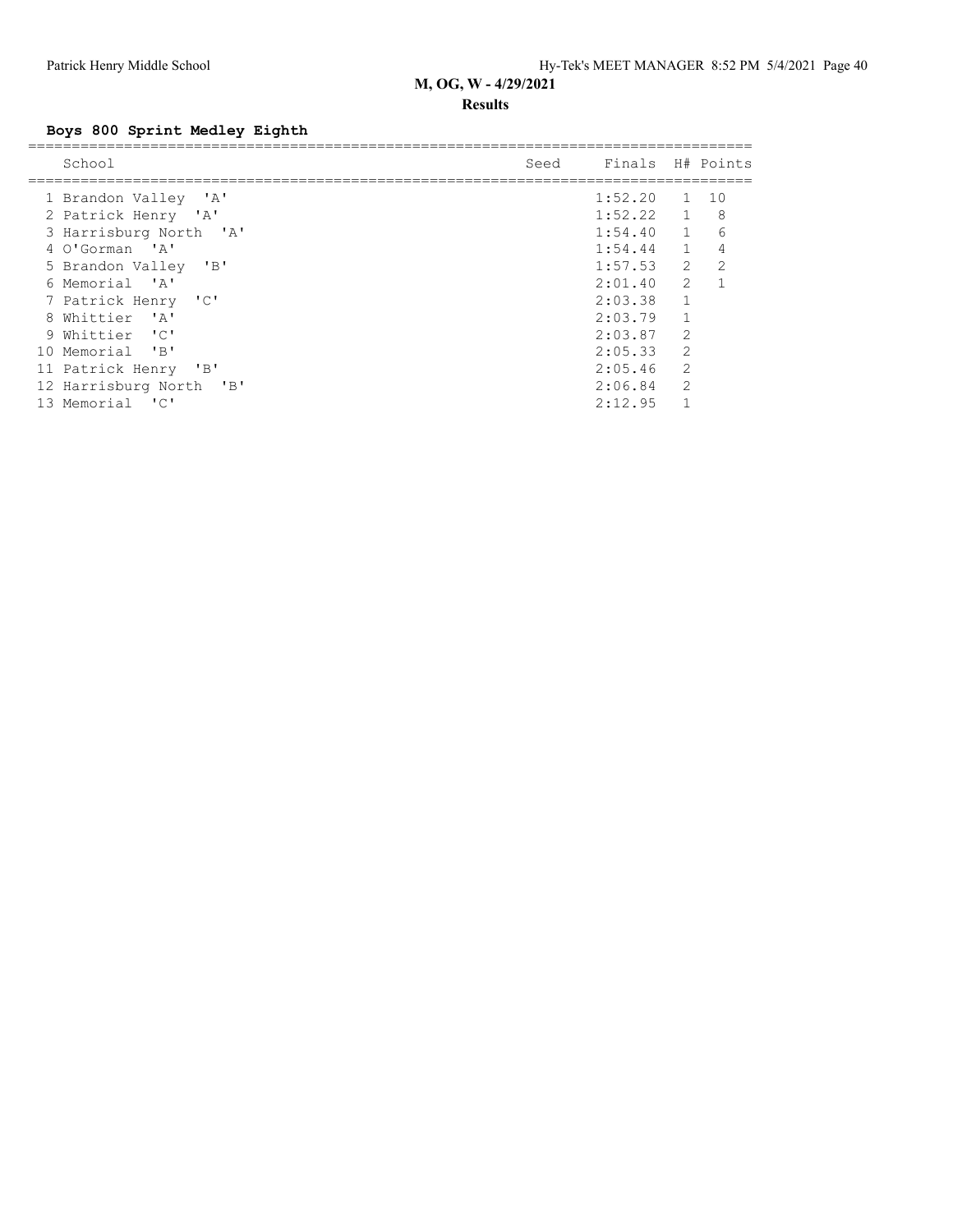## M, OG, W - 4/29/2021

### Results

**Boys 800 Sprint Medley Eighth**

| | School | Seed | Finals | H# | Points |
|---|---|---|---|---|---|
| 1 | Brandon Valley 'A' | | 1:52.20 | 1 | 10 |
| 2 | Patrick Henry 'A' | | 1:52.22 | 1 | 8 |
| 3 | Harrisburg North 'A' | | 1:54.40 | 1 | 6 |
| 4 | O'Gorman 'A' | | 1:54.44 | 1 | 4 |
| 5 | Brandon Valley 'B' | | 1:57.53 | 2 | 2 |
| 6 | Memorial 'A' | | 2:01.40 | 2 | 1 |
| 7 | Patrick Henry 'C' | | 2:03.38 | 1 | |
| 8 | Whittier 'A' | | 2:03.79 | 1 | |
| 9 | Whittier 'C' | | 2:03.87 | 2 | |
| 10 | Memorial 'B' | | 2:05.33 | 2 | |
| 11 | Patrick Henry 'B' | | 2:05.46 | 2 | |
| 12 | Harrisburg North 'B' | | 2:06.84 | 2 | |
| 13 | Memorial 'C' | | 2:12.95 | 1 | |